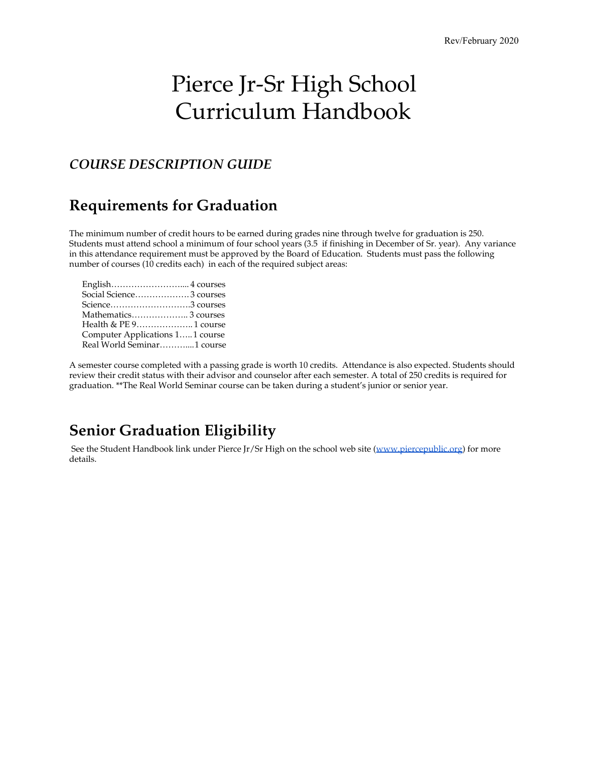Rev/February 2020

# Pierce Jr-Sr High School Curriculum Handbook

### *COURSE DESCRIPTION GUIDE*

## Requirements for Graduation

The minimum number of credit hours to be earned during grades nine through twelve for graduation is 250. Students must attend school a minimum of four school years (3.5 if finishing in December of Sr. year). Any variance in this attendance requirement must be approved by the Board of Education. Students must pass the following number of courses (10 credits each) in each of the required subject areas:

- English……………………....4 courses
- Social Science……………….3 courses
- Science……………………….3 courses
- Mathematics……………….. 3 courses
- Health & PE 9……………….. 1 course
- Computer Applications 1…..1 course
- Real World Seminar………....1 course

A semester course completed with a passing grade is worth 10 credits. Attendance is also expected. Students should review their credit status with their advisor and counselor after each semester. A total of 250 credits is required for graduation. **The Real World Seminar course can be taken during a student's junior or senior year.

## Senior Graduation Eligibility

See the Student Handbook link under Pierce Jr/Sr High on the school web site (www.piercepublic.org) for more details.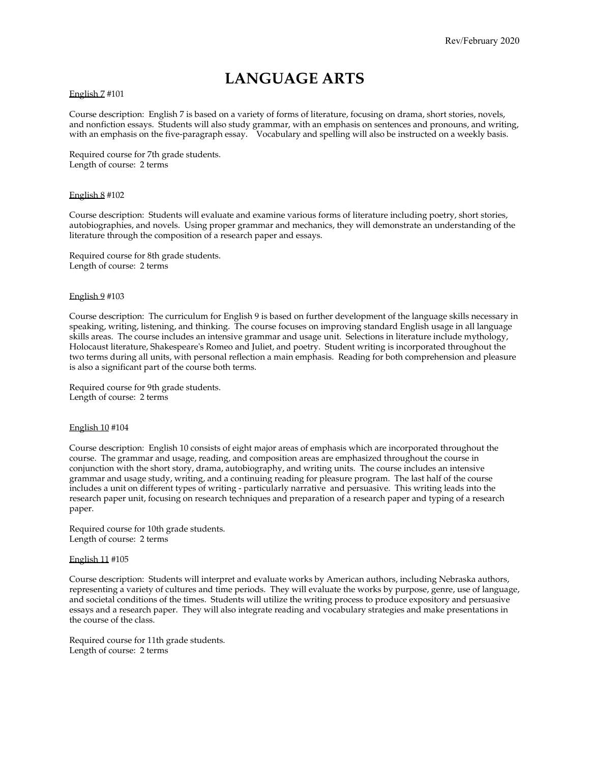# LANGUAGE ARTS

English 7 #101

Course description: English 7 is based on a variety of forms of literature, focusing on drama, short stories, novels, and nonfiction essays. Students will also study grammar, with an emphasis on sentences and pronouns, and writing, with an emphasis on the five-paragraph essay. Vocabulary and spelling will also be instructed on a weekly basis.

Required course for 7th grade students.
Length of course: 2 terms

English 8 #102

Course description: Students will evaluate and examine various forms of literature including poetry, short stories, autobiographies, and novels. Using proper grammar and mechanics, they will demonstrate an understanding of the literature through the composition of a research paper and essays.

Required course for 8th grade students.
Length of course: 2 terms

English 9 #103

Course description: The curriculum for English 9 is based on further development of the language skills necessary in speaking, writing, listening, and thinking. The course focuses on improving standard English usage in all language skills areas. The course includes an intensive grammar and usage unit. Selections in literature include mythology, Holocaust literature, Shakespeare's Romeo and Juliet, and poetry. Student writing is incorporated throughout the two terms during all units, with personal reflection a main emphasis. Reading for both comprehension and pleasure is also a significant part of the course both terms.

Required course for 9th grade students.
Length of course: 2 terms

English 10 #104

Course description: English 10 consists of eight major areas of emphasis which are incorporated throughout the course. The grammar and usage, reading, and composition areas are emphasized throughout the course in conjunction with the short story, drama, autobiography, and writing units. The course includes an intensive grammar and usage study, writing, and a continuing reading for pleasure program. The last half of the course includes a unit on different types of writing - particularly narrative and persuasive. This writing leads into the research paper unit, focusing on research techniques and preparation of a research paper and typing of a research paper.

Required course for 10th grade students.
Length of course: 2 terms

English 11 #105

Course description: Students will interpret and evaluate works by American authors, including Nebraska authors, representing a variety of cultures and time periods. They will evaluate the works by purpose, genre, use of language, and societal conditions of the times. Students will utilize the writing process to produce expository and persuasive essays and a research paper. They will also integrate reading and vocabulary strategies and make presentations in the course of the class.

Required course for 11th grade students.
Length of course: 2 terms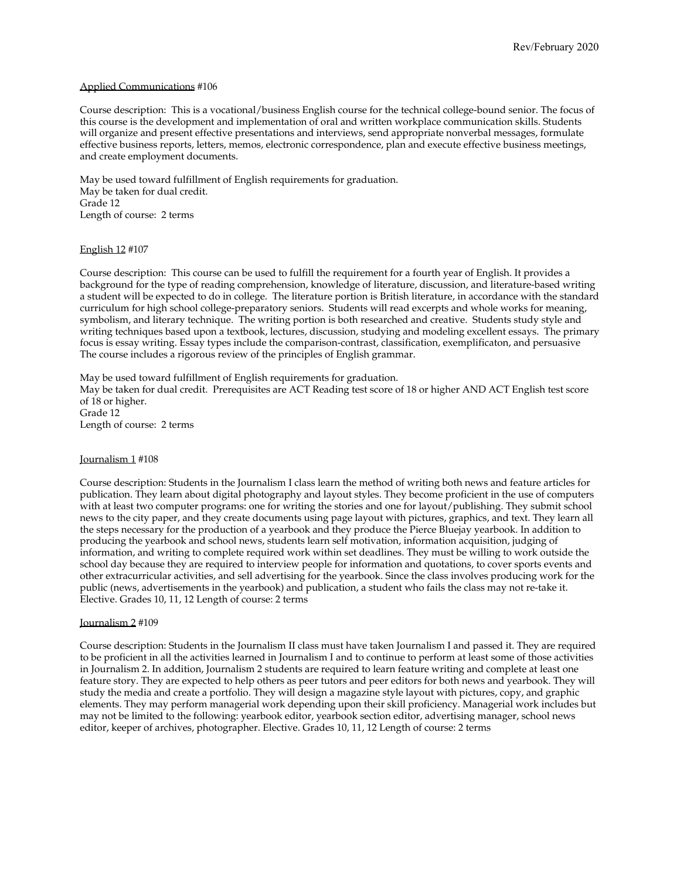Rev/February 2020

Applied Communications #106

Course description: This is a vocational/business English course for the technical college-bound senior. The focus of this course is the development and implementation of oral and written workplace communication skills. Students will organize and present effective presentations and interviews, send appropriate nonverbal messages, formulate effective business reports, letters, memos, electronic correspondence, plan and execute effective business meetings, and create employment documents.

May be used toward fulfillment of English requirements for graduation.
May be taken for dual credit.
Grade 12
Length of course: 2 terms

English 12 #107

Course description: This course can be used to fulfill the requirement for a fourth year of English. It provides a background for the type of reading comprehension, knowledge of literature, discussion, and literature-based writing a student will be expected to do in college. The literature portion is British literature, in accordance with the standard curriculum for high school college-preparatory seniors. Students will read excerpts and whole works for meaning, symbolism, and literary technique. The writing portion is both researched and creative. Students study style and writing techniques based upon a textbook, lectures, discussion, studying and modeling excellent essays. The primary focus is essay writing. Essay types include the comparison-contrast, classification, exemplificaton, and persuasive The course includes a rigorous review of the principles of English grammar.

May be used toward fulfillment of English requirements for graduation.
May be taken for dual credit. Prerequisites are ACT Reading test score of 18 or higher AND ACT English test score of 18 or higher.
Grade 12
Length of course: 2 terms

Journalism 1 #108

Course description: Students in the Journalism I class learn the method of writing both news and feature articles for publication. They learn about digital photography and layout styles. They become proficient in the use of computers with at least two computer programs: one for writing the stories and one for layout/publishing. They submit school news to the city paper, and they create documents using page layout with pictures, graphics, and text. They learn all the steps necessary for the production of a yearbook and they produce the Pierce Bluejay yearbook. In addition to producing the yearbook and school news, students learn self motivation, information acquisition, judging of information, and writing to complete required work within set deadlines. They must be willing to work outside the school day because they are required to interview people for information and quotations, to cover sports events and other extracurricular activities, and sell advertising for the yearbook. Since the class involves producing work for the public (news, advertisements in the yearbook) and publication, a student who fails the class may not re-take it. Elective. Grades 10, 11, 12 Length of course: 2 terms

Journalism 2 #109

Course description: Students in the Journalism II class must have taken Journalism I and passed it. They are required to be proficient in all the activities learned in Journalism I and to continue to perform at least some of those activities in Journalism 2. In addition, Journalism 2 students are required to learn feature writing and complete at least one feature story. They are expected to help others as peer tutors and peer editors for both news and yearbook. They will study the media and create a portfolio. They will design a magazine style layout with pictures, copy, and graphic elements. They may perform managerial work depending upon their skill proficiency. Managerial work includes but may not be limited to the following: yearbook editor, yearbook section editor, advertising manager, school news editor, keeper of archives, photographer. Elective. Grades 10, 11, 12 Length of course: 2 terms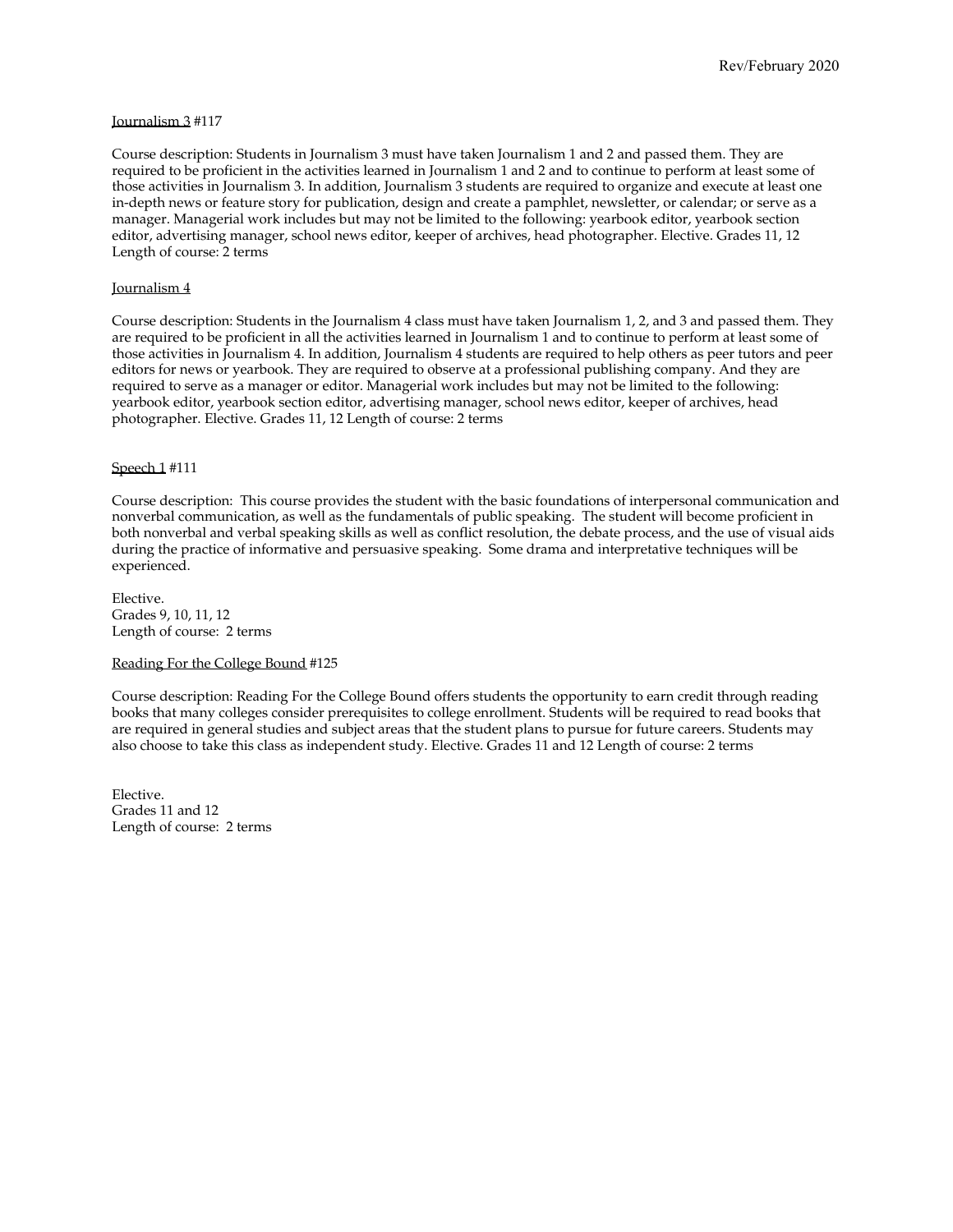Journalism 3 #117

Course description: Students in Journalism 3 must have taken Journalism 1 and 2 and passed them. They are required to be proficient in the activities learned in Journalism 1 and 2 and to continue to perform at least some of those activities in Journalism 3. In addition, Journalism 3 students are required to organize and execute at least one in-depth news or feature story for publication, design and create a pamphlet, newsletter, or calendar; or serve as a manager. Managerial work includes but may not be limited to the following: yearbook editor, yearbook section editor, advertising manager, school news editor, keeper of archives, head photographer. Elective. Grades 11, 12 Length of course: 2 terms

Journalism 4

Course description: Students in the Journalism 4 class must have taken Journalism 1, 2, and 3 and passed them. They are required to be proficient in all the activities learned in Journalism 1 and to continue to perform at least some of those activities in Journalism 4. In addition, Journalism 4 students are required to help others as peer tutors and peer editors for news or yearbook. They are required to observe at a professional publishing company. And they are required to serve as a manager or editor. Managerial work includes but may not be limited to the following: yearbook editor, yearbook section editor, advertising manager, school news editor, keeper of archives, head photographer. Elective. Grades 11, 12 Length of course: 2 terms

Speech 1 #111

Course description: This course provides the student with the basic foundations of interpersonal communication and nonverbal communication, as well as the fundamentals of public speaking. The student will become proficient in both nonverbal and verbal speaking skills as well as conflict resolution, the debate process, and the use of visual aids during the practice of informative and persuasive speaking. Some drama and interpretative techniques will be experienced.

Elective.
Grades 9, 10, 11, 12
Length of course: 2 terms

Reading For the College Bound #125

Course description: Reading For the College Bound offers students the opportunity to earn credit through reading books that many colleges consider prerequisites to college enrollment. Students will be required to read books that are required in general studies and subject areas that the student plans to pursue for future careers. Students may also choose to take this class as independent study. Elective. Grades 11 and 12 Length of course: 2 terms

Elective.
Grades 11 and 12
Length of course: 2 terms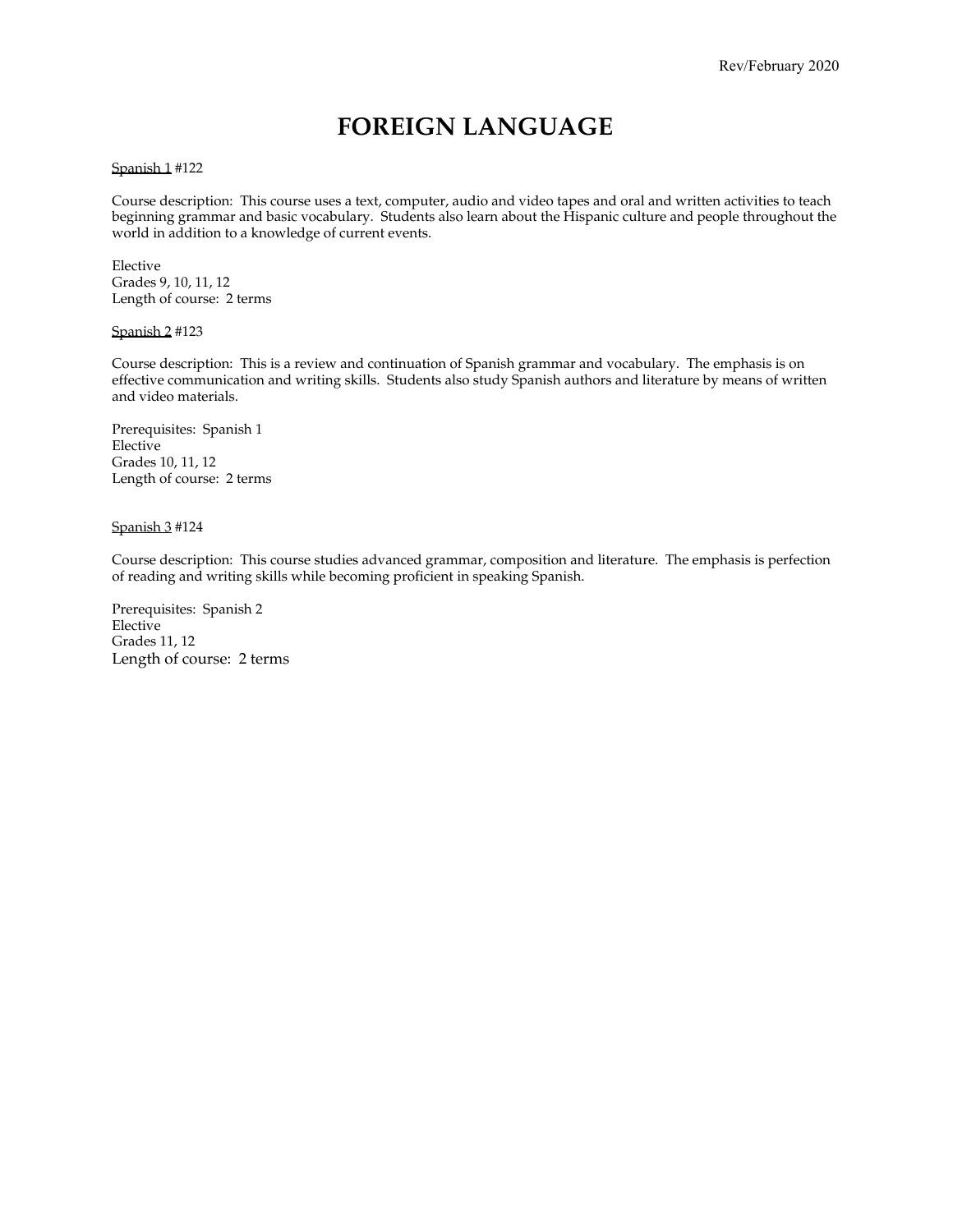# FOREIGN LANGUAGE

Spanish 1 #122

Course description: This course uses a text, computer, audio and video tapes and oral and written activities to teach beginning grammar and basic vocabulary. Students also learn about the Hispanic culture and people throughout the world in addition to a knowledge of current events.

Elective
Grades 9, 10, 11, 12
Length of course: 2 terms

Spanish 2 #123

Course description: This is a review and continuation of Spanish grammar and vocabulary. The emphasis is on effective communication and writing skills. Students also study Spanish authors and literature by means of written and video materials.

Prerequisites: Spanish 1
Elective
Grades 10, 11, 12
Length of course: 2 terms

Spanish 3 #124

Course description: This course studies advanced grammar, composition and literature. The emphasis is perfection of reading and writing skills while becoming proficient in speaking Spanish.

Prerequisites: Spanish 2
Elective
Grades 11, 12
Length of course: 2 terms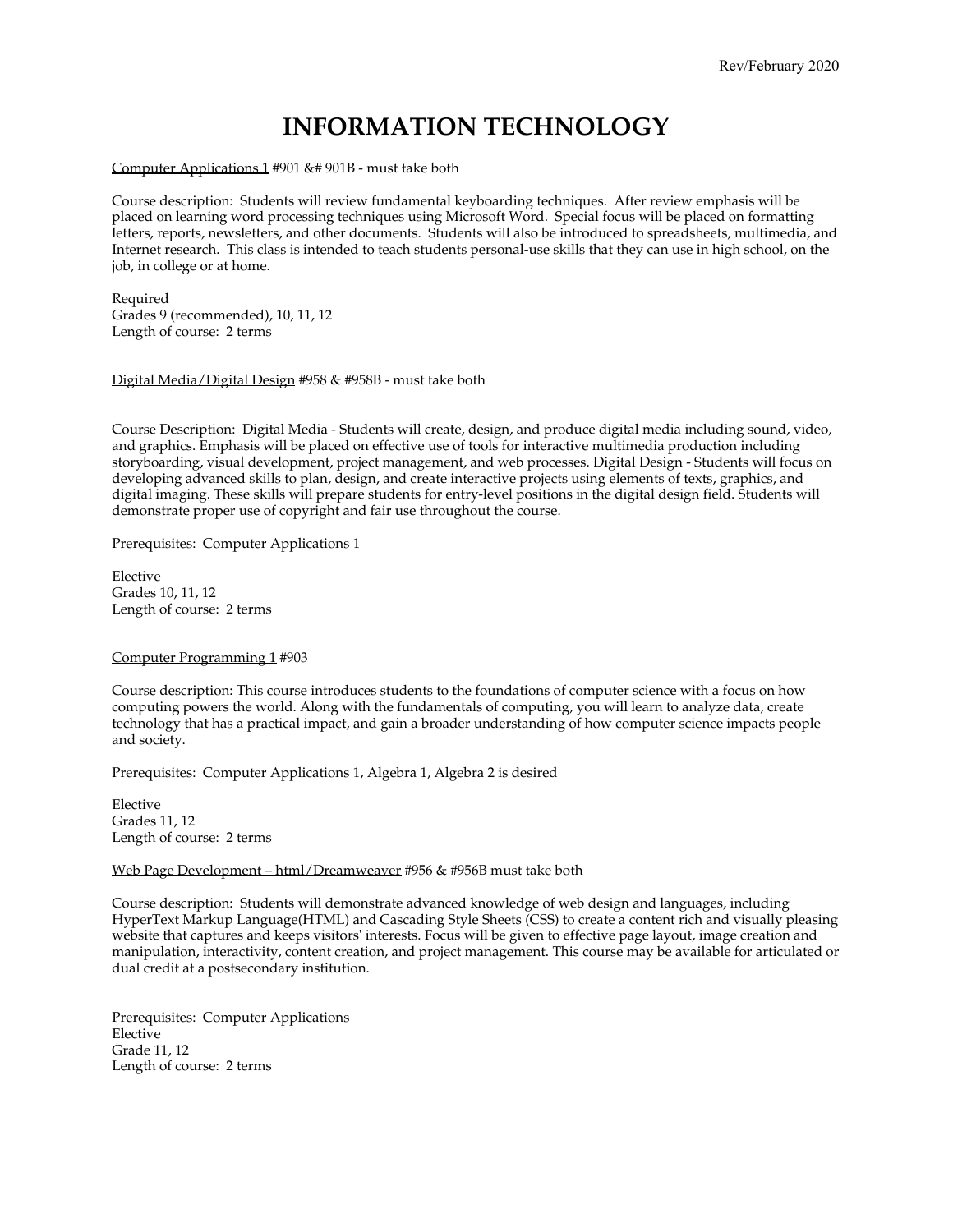# INFORMATION TECHNOLOGY

Computer Applications 1 #901 &# 901B - must take both

Course description: Students will review fundamental keyboarding techniques. After review emphasis will be placed on learning word processing techniques using Microsoft Word. Special focus will be placed on formatting letters, reports, newsletters, and other documents. Students will also be introduced to spreadsheets, multimedia, and Internet research. This class is intended to teach students personal-use skills that they can use in high school, on the job, in college or at home.

Required
Grades 9 (recommended), 10, 11, 12
Length of course: 2 terms

Digital Media/Digital Design #958 & #958B - must take both

Course Description: Digital Media - Students will create, design, and produce digital media including sound, video, and graphics. Emphasis will be placed on effective use of tools for interactive multimedia production including storyboarding, visual development, project management, and web processes. Digital Design - Students will focus on developing advanced skills to plan, design, and create interactive projects using elements of texts, graphics, and digital imaging. These skills will prepare students for entry-level positions in the digital design field. Students will demonstrate proper use of copyright and fair use throughout the course.

Prerequisites: Computer Applications 1

Elective
Grades 10, 11, 12
Length of course: 2 terms

Computer Programming 1 #903

Course description: This course introduces students to the foundations of computer science with a focus on how computing powers the world. Along with the fundamentals of computing, you will learn to analyze data, create technology that has a practical impact, and gain a broader understanding of how computer science impacts people and society.

Prerequisites: Computer Applications 1, Algebra 1, Algebra 2 is desired

Elective
Grades 11, 12
Length of course: 2 terms

Web Page Development – html/Dreamweaver #956 & #956B must take both

Course description: Students will demonstrate advanced knowledge of web design and languages, including HyperText Markup Language(HTML) and Cascading Style Sheets (CSS) to create a content rich and visually pleasing website that captures and keeps visitors' interests. Focus will be given to effective page layout, image creation and manipulation, interactivity, content creation, and project management. This course may be available for articulated or dual credit at a postsecondary institution.

Prerequisites: Computer Applications
Elective
Grade 11, 12
Length of course: 2 terms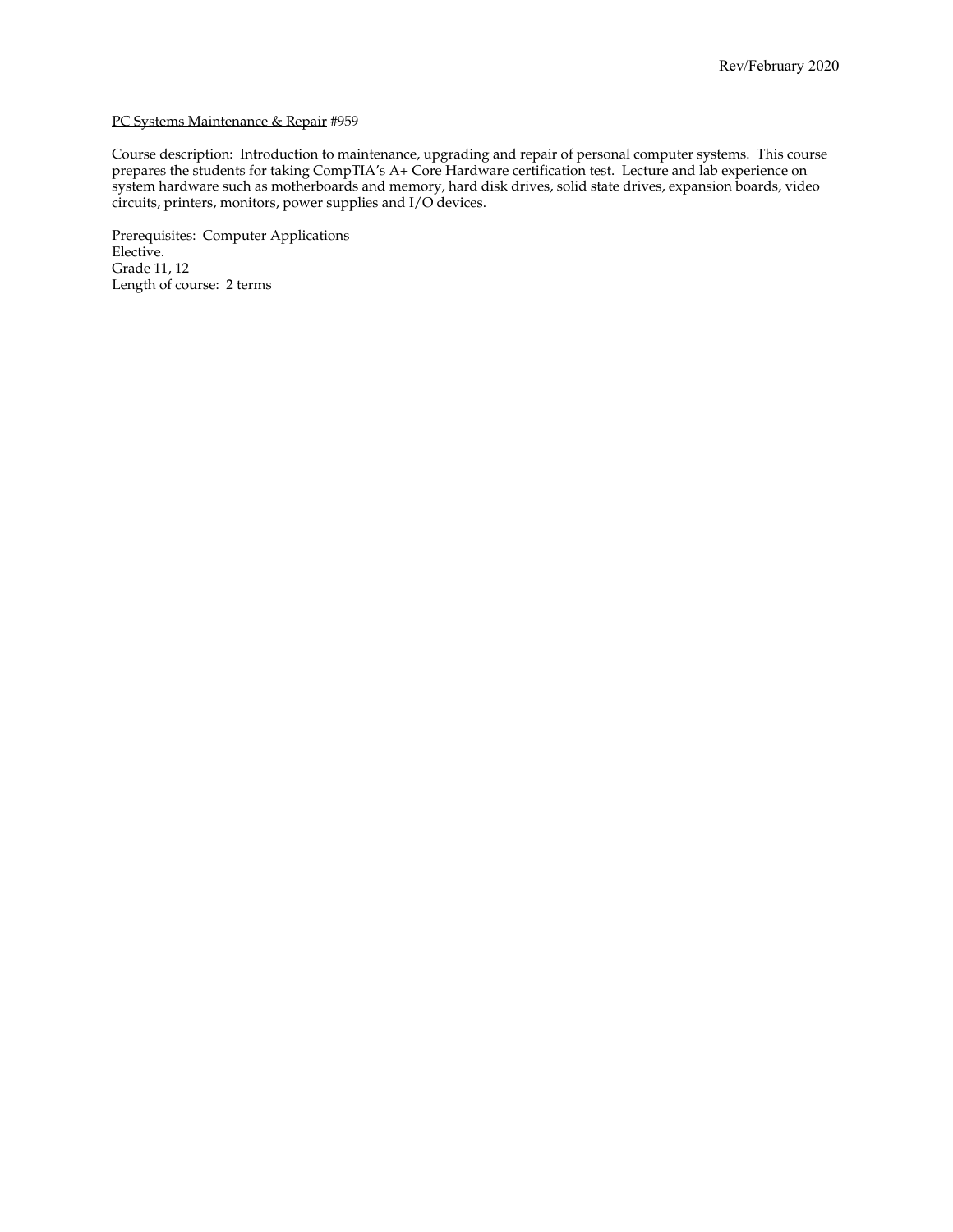PC Systems Maintenance & Repair #959

Course description: Introduction to maintenance, upgrading and repair of personal computer systems. This course prepares the students for taking CompTIA's A+ Core Hardware certification test. Lecture and lab experience on system hardware such as motherboards and memory, hard disk drives, solid state drives, expansion boards, video circuits, printers, monitors, power supplies and I/O devices.

Prerequisites: Computer Applications
Elective.
Grade 11, 12
Length of course: 2 terms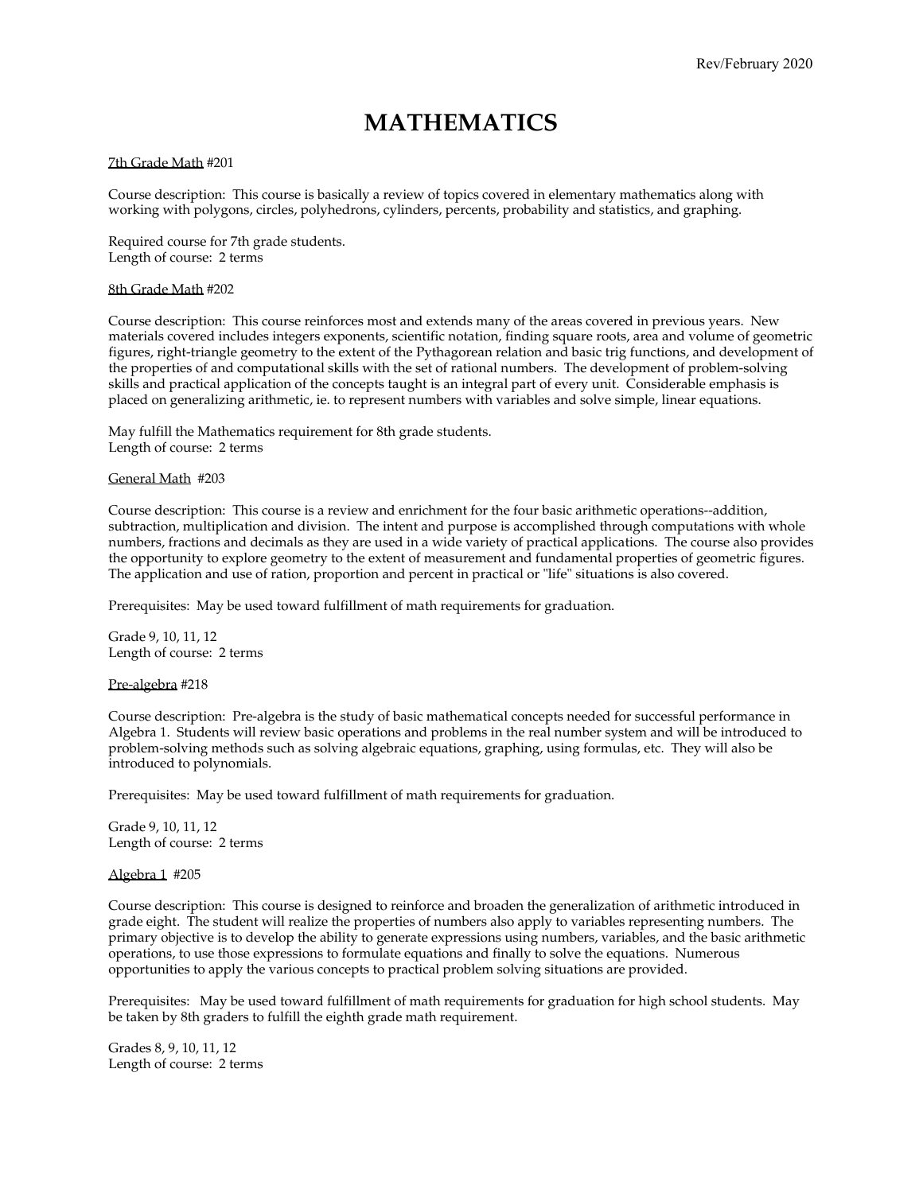Rev/February 2020

# MATHEMATICS

7th Grade Math #201

Course description: This course is basically a review of topics covered in elementary mathematics along with working with polygons, circles, polyhedrons, cylinders, percents, probability and statistics, and graphing.

Required course for 7th grade students.
Length of course: 2 terms

8th Grade Math #202

Course description: This course reinforces most and extends many of the areas covered in previous years. New materials covered includes integers exponents, scientific notation, finding square roots, area and volume of geometric figures, right-triangle geometry to the extent of the Pythagorean relation and basic trig functions, and development of the properties of and computational skills with the set of rational numbers. The development of problem-solving skills and practical application of the concepts taught is an integral part of every unit. Considerable emphasis is placed on generalizing arithmetic, ie. to represent numbers with variables and solve simple, linear equations.

May fulfill the Mathematics requirement for 8th grade students.
Length of course: 2 terms

General Math #203

Course description: This course is a review and enrichment for the four basic arithmetic operations--addition, subtraction, multiplication and division. The intent and purpose is accomplished through computations with whole numbers, fractions and decimals as they are used in a wide variety of practical applications. The course also provides the opportunity to explore geometry to the extent of measurement and fundamental properties of geometric figures. The application and use of ration, proportion and percent in practical or "life" situations is also covered.

Prerequisites: May be used toward fulfillment of math requirements for graduation.

Grade 9, 10, 11, 12
Length of course: 2 terms

Pre-algebra #218

Course description: Pre-algebra is the study of basic mathematical concepts needed for successful performance in Algebra 1. Students will review basic operations and problems in the real number system and will be introduced to problem-solving methods such as solving algebraic equations, graphing, using formulas, etc. They will also be introduced to polynomials.

Prerequisites: May be used toward fulfillment of math requirements for graduation.

Grade 9, 10, 11, 12
Length of course: 2 terms

Algebra 1 #205

Course description: This course is designed to reinforce and broaden the generalization of arithmetic introduced in grade eight. The student will realize the properties of numbers also apply to variables representing numbers. The primary objective is to develop the ability to generate expressions using numbers, variables, and the basic arithmetic operations, to use those expressions to formulate equations and finally to solve the equations. Numerous opportunities to apply the various concepts to practical problem solving situations are provided.

Prerequisites: May be used toward fulfillment of math requirements for graduation for high school students. May be taken by 8th graders to fulfill the eighth grade math requirement.

Grades 8, 9, 10, 11, 12
Length of course: 2 terms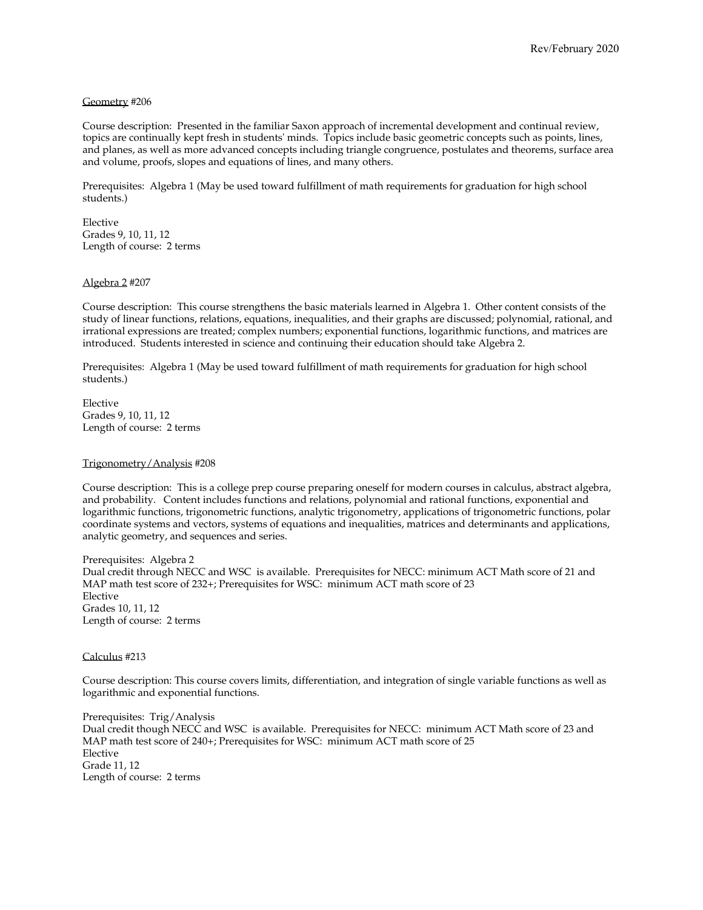Geometry #206

Course description: Presented in the familiar Saxon approach of incremental development and continual review, topics are continually kept fresh in students' minds. Topics include basic geometric concepts such as points, lines, and planes, as well as more advanced concepts including triangle congruence, postulates and theorems, surface area and volume, proofs, slopes and equations of lines, and many others.

Prerequisites: Algebra 1 (May be used toward fulfillment of math requirements for graduation for high school students.)

Elective
Grades 9, 10, 11, 12
Length of course: 2 terms

Algebra 2 #207

Course description: This course strengthens the basic materials learned in Algebra 1. Other content consists of the study of linear functions, relations, equations, inequalities, and their graphs are discussed; polynomial, rational, and irrational expressions are treated; complex numbers; exponential functions, logarithmic functions, and matrices are introduced. Students interested in science and continuing their education should take Algebra 2.

Prerequisites: Algebra 1 (May be used toward fulfillment of math requirements for graduation for high school students.)

Elective
Grades 9, 10, 11, 12
Length of course: 2 terms

Trigonometry/Analysis #208

Course description: This is a college prep course preparing oneself for modern courses in calculus, abstract algebra, and probability. Content includes functions and relations, polynomial and rational functions, exponential and logarithmic functions, trigonometric functions, analytic trigonometry, applications of trigonometric functions, polar coordinate systems and vectors, systems of equations and inequalities, matrices and determinants and applications, analytic geometry, and sequences and series.

Prerequisites: Algebra 2
Dual credit through NECC and WSC is available. Prerequisites for NECC: minimum ACT Math score of 21 and MAP math test score of 232+; Prerequisites for WSC: minimum ACT math score of 23
Elective
Grades 10, 11, 12
Length of course: 2 terms

Calculus #213

Course description: This course covers limits, differentiation, and integration of single variable functions as well as logarithmic and exponential functions.

Prerequisites: Trig/Analysis
Dual credit though NECC and WSC is available. Prerequisites for NECC: minimum ACT Math score of 23 and MAP math test score of 240+; Prerequisites for WSC: minimum ACT math score of 25
Elective
Grade 11, 12
Length of course: 2 terms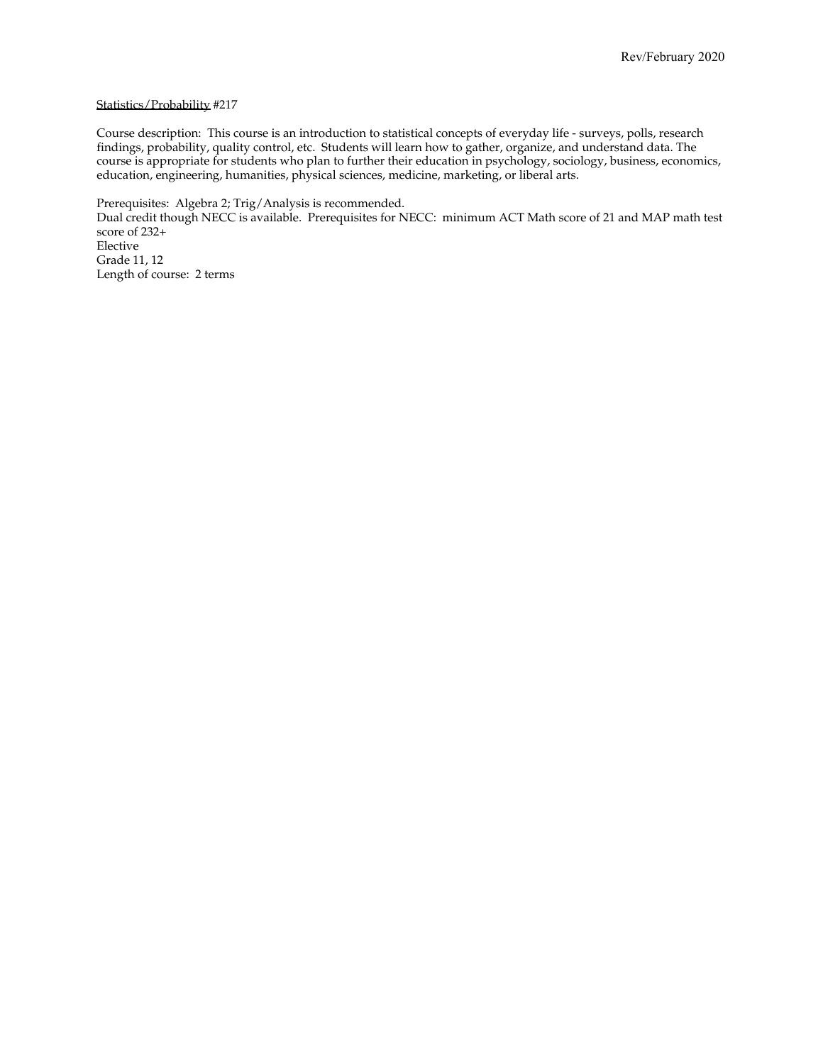Statistics/Probability #217

Course description: This course is an introduction to statistical concepts of everyday life - surveys, polls, research findings, probability, quality control, etc. Students will learn how to gather, organize, and understand data. The course is appropriate for students who plan to further their education in psychology, sociology, business, economics, education, engineering, humanities, physical sciences, medicine, marketing, or liberal arts.

Prerequisites: Algebra 2; Trig/Analysis is recommended.
Dual credit though NECC is available. Prerequisites for NECC: minimum ACT Math score of 21 and MAP math test score of 232+
Elective
Grade 11, 12
Length of course: 2 terms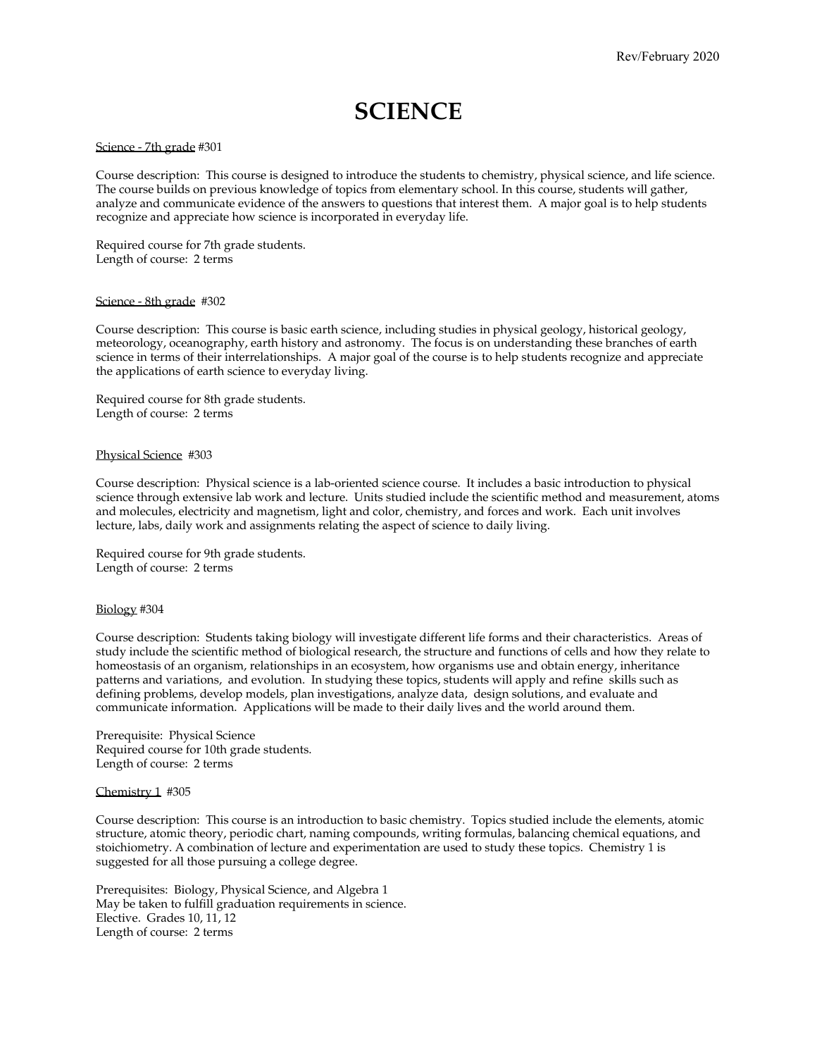Rev/February 2020

# SCIENCE

<u>Science - 7th grade</u> #301

Course description: This course is designed to introduce the students to chemistry, physical science, and life science. The course builds on previous knowledge of topics from elementary school. In this course, students will gather, analyze and communicate evidence of the answers to questions that interest them. A major goal is to help students recognize and appreciate how science is incorporated in everyday life.

Required course for 7th grade students.
Length of course: 2 terms

<u>Science - 8th grade</u> #302

Course description: This course is basic earth science, including studies in physical geology, historical geology, meteorology, oceanography, earth history and astronomy. The focus is on understanding these branches of earth science in terms of their interrelationships. A major goal of the course is to help students recognize and appreciate the applications of earth science to everyday living.

Required course for 8th grade students.
Length of course: 2 terms

<u>Physical Science</u> #303

Course description: Physical science is a lab-oriented science course. It includes a basic introduction to physical science through extensive lab work and lecture. Units studied include the scientific method and measurement, atoms and molecules, electricity and magnetism, light and color, chemistry, and forces and work. Each unit involves lecture, labs, daily work and assignments relating the aspect of science to daily living.

Required course for 9th grade students.
Length of course: 2 terms

<u>Biology</u> #304

Course description: Students taking biology will investigate different life forms and their characteristics. Areas of study include the scientific method of biological research, the structure and functions of cells and how they relate to homeostasis of an organism, relationships in an ecosystem, how organisms use and obtain energy, inheritance patterns and variations, and evolution. In studying these topics, students will apply and refine skills such as defining problems, develop models, plan investigations, analyze data, design solutions, and evaluate and communicate information. Applications will be made to their daily lives and the world around them.

Prerequisite: Physical Science
Required course for 10th grade students.
Length of course: 2 terms

<u>Chemistry 1</u> #305

Course description: This course is an introduction to basic chemistry. Topics studied include the elements, atomic structure, atomic theory, periodic chart, naming compounds, writing formulas, balancing chemical equations, and stoichiometry. A combination of lecture and experimentation are used to study these topics. Chemistry 1 is suggested for all those pursuing a college degree.

Prerequisites: Biology, Physical Science, and Algebra 1
May be taken to fulfill graduation requirements in science.
Elective. Grades 10, 11, 12
Length of course: 2 terms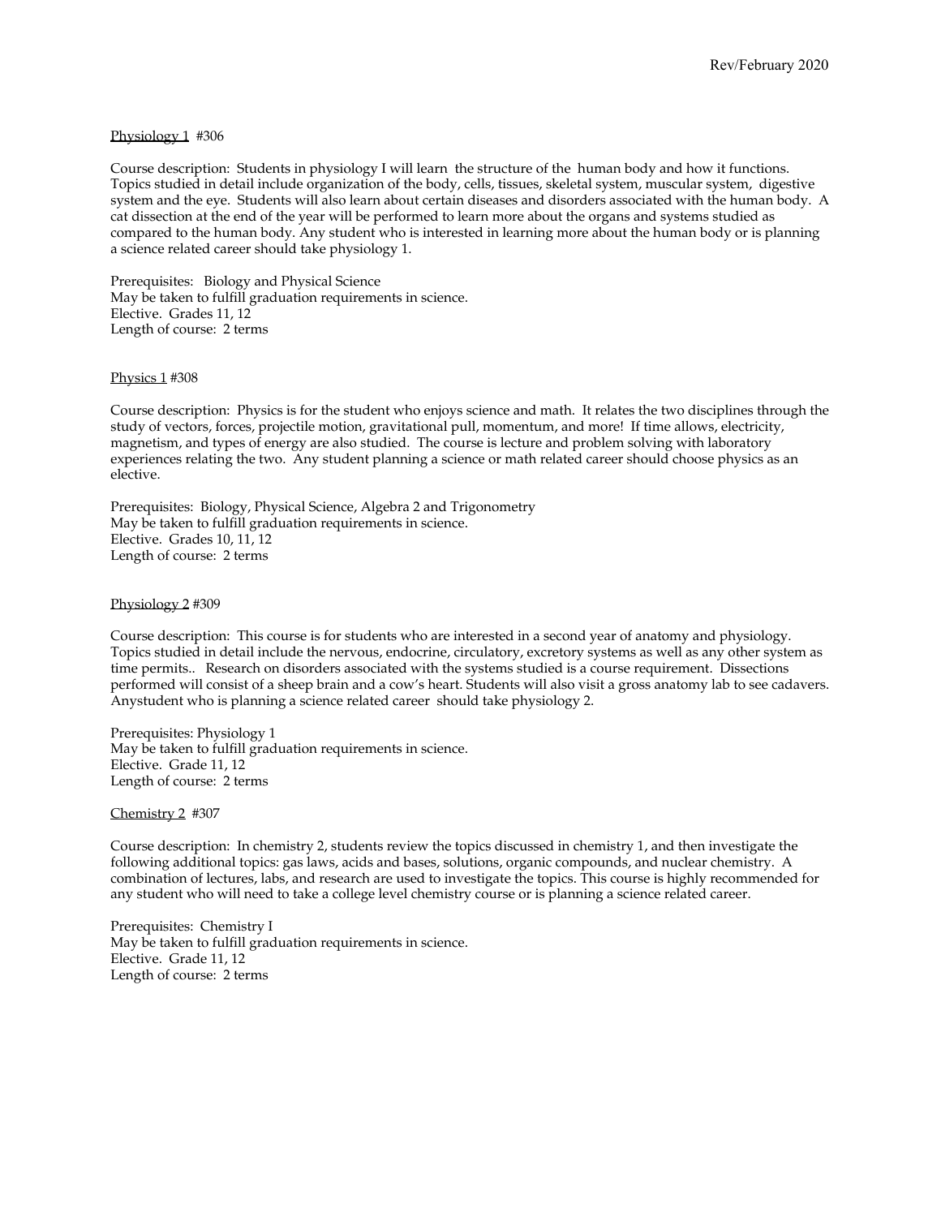Rev/February 2020

Physiology 1 #306

Course description: Students in physiology I will learn the structure of the human body and how it functions. Topics studied in detail include organization of the body, cells, tissues, skeletal system, muscular system, digestive system and the eye. Students will also learn about certain diseases and disorders associated with the human body. A cat dissection at the end of the year will be performed to learn more about the organs and systems studied as compared to the human body. Any student who is interested in learning more about the human body or is planning a science related career should take physiology 1.

Prerequisites: Biology and Physical Science
May be taken to fulfill graduation requirements in science.
Elective. Grades 11, 12
Length of course: 2 terms

Physics 1 #308

Course description: Physics is for the student who enjoys science and math. It relates the two disciplines through the study of vectors, forces, projectile motion, gravitational pull, momentum, and more! If time allows, electricity, magnetism, and types of energy are also studied. The course is lecture and problem solving with laboratory experiences relating the two. Any student planning a science or math related career should choose physics as an elective.

Prerequisites: Biology, Physical Science, Algebra 2 and Trigonometry
May be taken to fulfill graduation requirements in science.
Elective. Grades 10, 11, 12
Length of course: 2 terms

Physiology 2 #309

Course description: This course is for students who are interested in a second year of anatomy and physiology. Topics studied in detail include the nervous, endocrine, circulatory, excretory systems as well as any other system as time permits.. Research on disorders associated with the systems studied is a course requirement. Dissections performed will consist of a sheep brain and a cow's heart. Students will also visit a gross anatomy lab to see cadavers. Anystudent who is planning a science related career should take physiology 2.

Prerequisites: Physiology 1
May be taken to fulfill graduation requirements in science.
Elective. Grade 11, 12
Length of course: 2 terms

Chemistry 2 #307

Course description: In chemistry 2, students review the topics discussed in chemistry 1, and then investigate the following additional topics: gas laws, acids and bases, solutions, organic compounds, and nuclear chemistry. A combination of lectures, labs, and research are used to investigate the topics. This course is highly recommended for any student who will need to take a college level chemistry course or is planning a science related career.

Prerequisites: Chemistry I
May be taken to fulfill graduation requirements in science.
Elective. Grade 11, 12
Length of course: 2 terms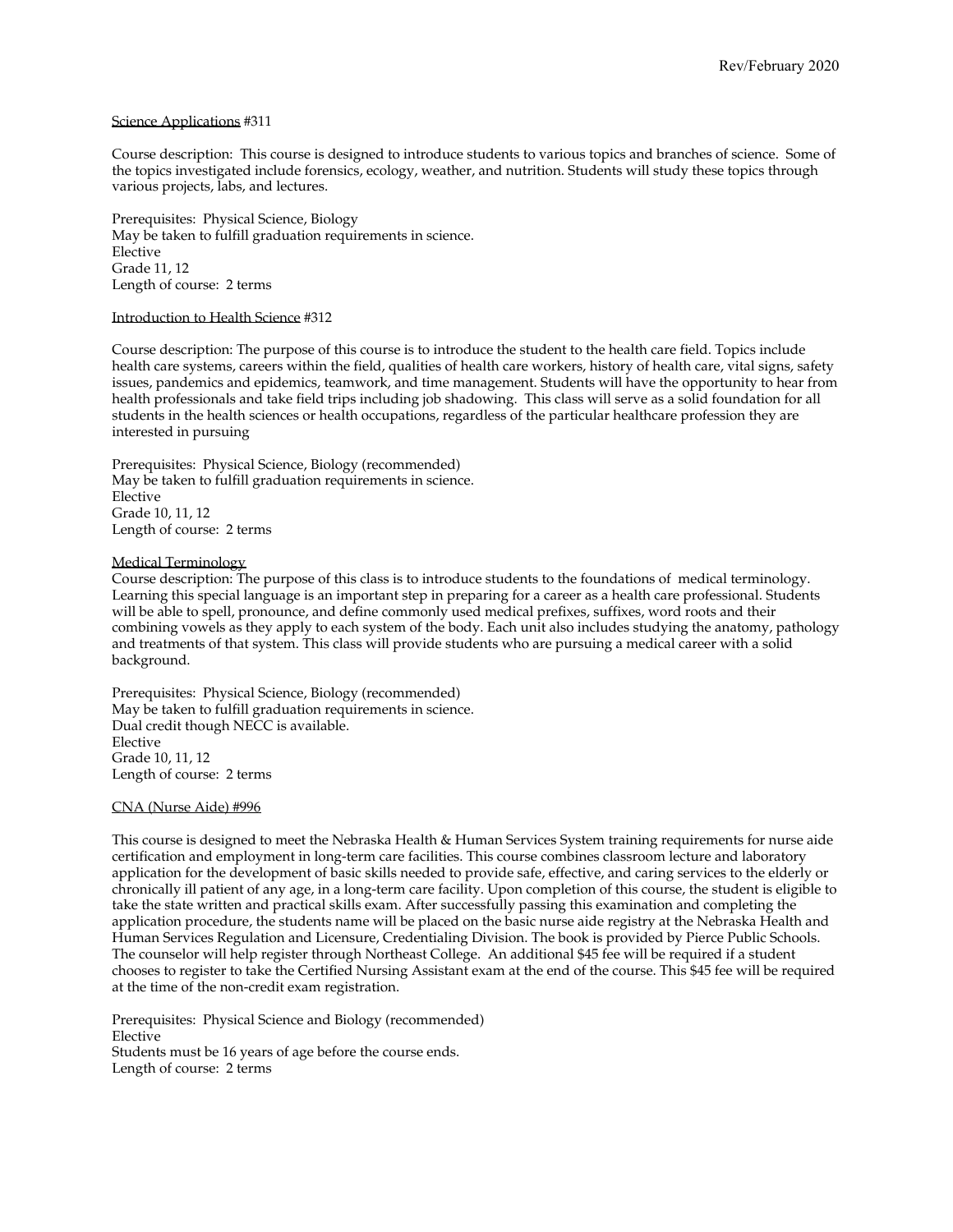Science Applications #311

Course description: This course is designed to introduce students to various topics and branches of science. Some of the topics investigated include forensics, ecology, weather, and nutrition. Students will study these topics through various projects, labs, and lectures.

Prerequisites: Physical Science, Biology
May be taken to fulfill graduation requirements in science.
Elective
Grade 11, 12
Length of course: 2 terms

Introduction to Health Science #312

Course description: The purpose of this course is to introduce the student to the health care field. Topics include health care systems, careers within the field, qualities of health care workers, history of health care, vital signs, safety issues, pandemics and epidemics, teamwork, and time management. Students will have the opportunity to hear from health professionals and take field trips including job shadowing. This class will serve as a solid foundation for all students in the health sciences or health occupations, regardless of the particular healthcare profession they are interested in pursuing

Prerequisites: Physical Science, Biology (recommended)
May be taken to fulfill graduation requirements in science.
Elective
Grade 10, 11, 12
Length of course: 2 terms

Medical Terminology

Course description: The purpose of this class is to introduce students to the foundations of medical terminology. Learning this special language is an important step in preparing for a career as a health care professional. Students will be able to spell, pronounce, and define commonly used medical prefixes, suffixes, word roots and their combining vowels as they apply to each system of the body. Each unit also includes studying the anatomy, pathology and treatments of that system. This class will provide students who are pursuing a medical career with a solid background.

Prerequisites: Physical Science, Biology (recommended)
May be taken to fulfill graduation requirements in science.
Dual credit though NECC is available.
Elective
Grade 10, 11, 12
Length of course: 2 terms

CNA (Nurse Aide) #996

This course is designed to meet the Nebraska Health & Human Services System training requirements for nurse aide certification and employment in long-term care facilities. This course combines classroom lecture and laboratory application for the development of basic skills needed to provide safe, effective, and caring services to the elderly or chronically ill patient of any age, in a long-term care facility. Upon completion of this course, the student is eligible to take the state written and practical skills exam. After successfully passing this examination and completing the application procedure, the students name will be placed on the basic nurse aide registry at the Nebraska Health and Human Services Regulation and Licensure, Credentialing Division. The book is provided by Pierce Public Schools. The counselor will help register through Northeast College. An additional $45 fee will be required if a student chooses to register to take the Certified Nursing Assistant exam at the end of the course. This $45 fee will be required at the time of the non-credit exam registration.

Prerequisites: Physical Science and Biology (recommended)
Elective
Students must be 16 years of age before the course ends.
Length of course: 2 terms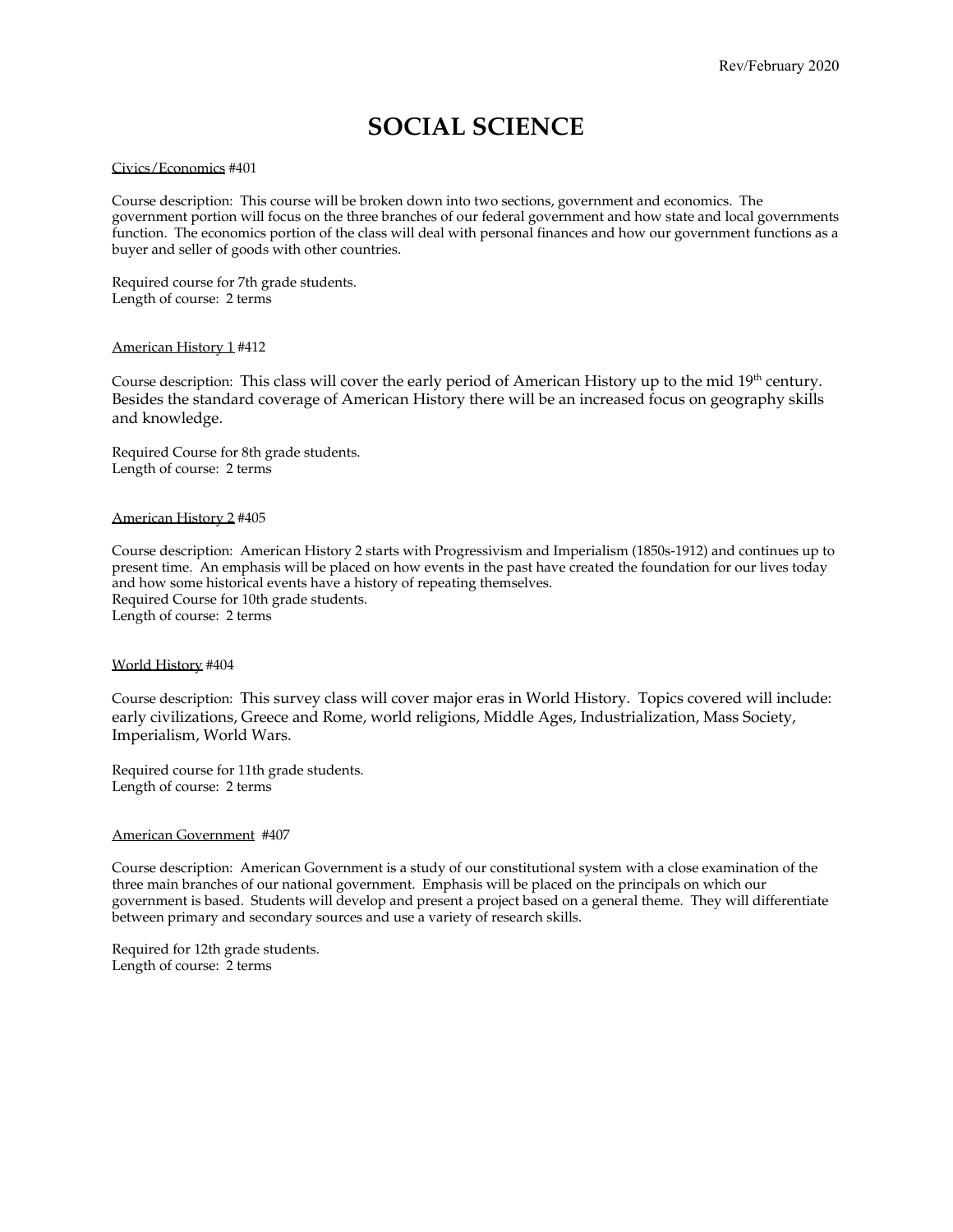# SOCIAL SCIENCE

Civics/Economics #401

Course description: This course will be broken down into two sections, government and economics. The government portion will focus on the three branches of our federal government and how state and local governments function. The economics portion of the class will deal with personal finances and how our government functions as a buyer and seller of goods with other countries.

Required course for 7th grade students.
Length of course: 2 terms

American History 1 #412

Course description: This class will cover the early period of American History up to the mid 19th century. Besides the standard coverage of American History there will be an increased focus on geography skills and knowledge.

Required Course for 8th grade students.
Length of course: 2 terms

American History 2 #405

Course description: American History 2 starts with Progressivism and Imperialism (1850s-1912) and continues up to present time. An emphasis will be placed on how events in the past have created the foundation for our lives today and how some historical events have a history of repeating themselves.
Required Course for 10th grade students.
Length of course: 2 terms

World History #404

Course description: This survey class will cover major eras in World History. Topics covered will include: early civilizations, Greece and Rome, world religions, Middle Ages, Industrialization, Mass Society, Imperialism, World Wars.

Required course for 11th grade students.
Length of course: 2 terms

American Government #407

Course description: American Government is a study of our constitutional system with a close examination of the three main branches of our national government. Emphasis will be placed on the principals on which our government is based. Students will develop and present a project based on a general theme. They will differentiate between primary and secondary sources and use a variety of research skills.

Required for 12th grade students.
Length of course: 2 terms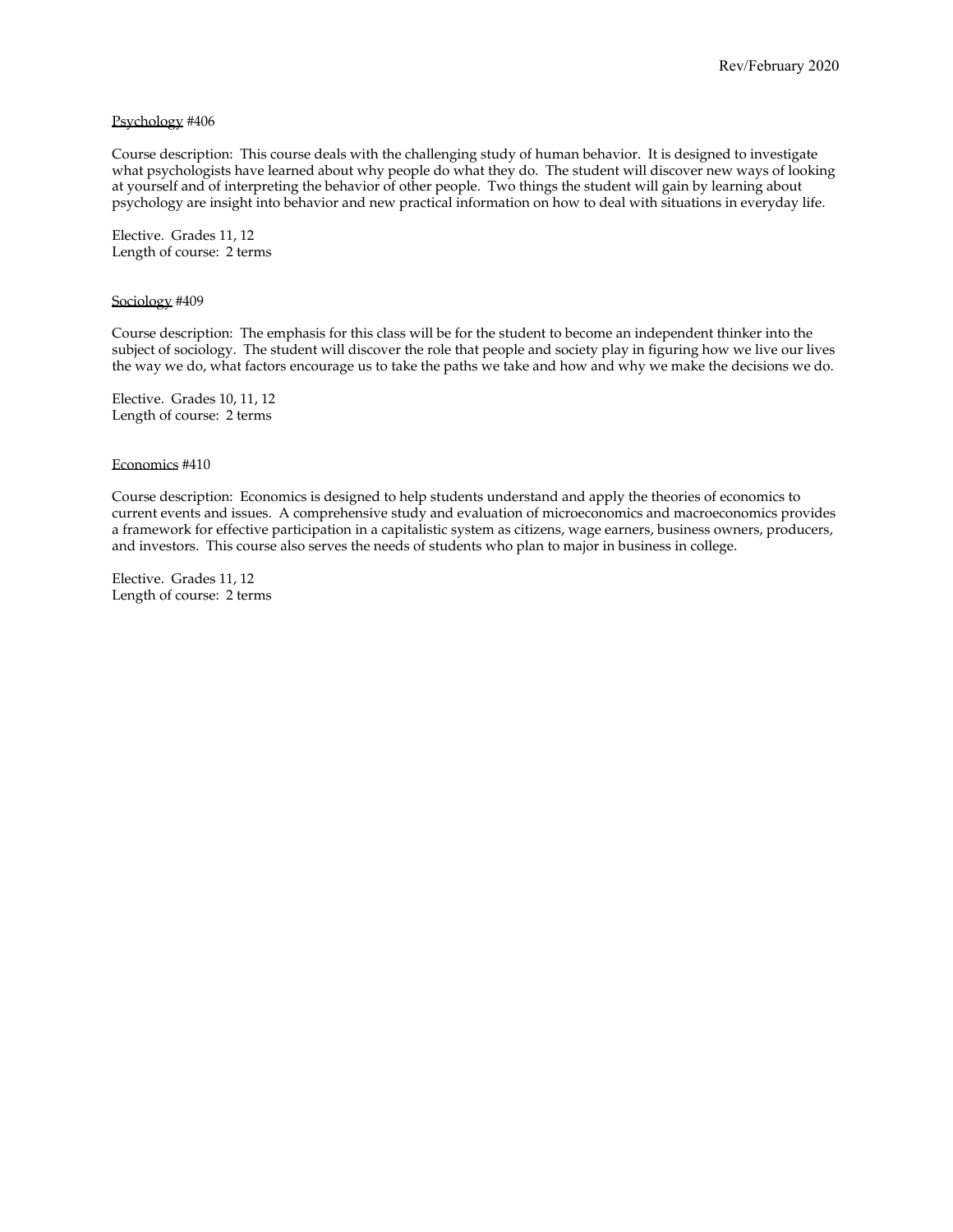Rev/February 2020

Psychology #406

Course description: This course deals with the challenging study of human behavior. It is designed to investigate what psychologists have learned about why people do what they do. The student will discover new ways of looking at yourself and of interpreting the behavior of other people. Two things the student will gain by learning about psychology are insight into behavior and new practical information on how to deal with situations in everyday life.

Elective. Grades 11, 12
Length of course: 2 terms

Sociology #409

Course description: The emphasis for this class will be for the student to become an independent thinker into the subject of sociology. The student will discover the role that people and society play in figuring how we live our lives the way we do, what factors encourage us to take the paths we take and how and why we make the decisions we do.

Elective. Grades 10, 11, 12
Length of course: 2 terms

Economics #410

Course description: Economics is designed to help students understand and apply the theories of economics to current events and issues. A comprehensive study and evaluation of microeconomics and macroeconomics provides a framework for effective participation in a capitalistic system as citizens, wage earners, business owners, producers, and investors. This course also serves the needs of students who plan to major in business in college.

Elective. Grades 11, 12
Length of course: 2 terms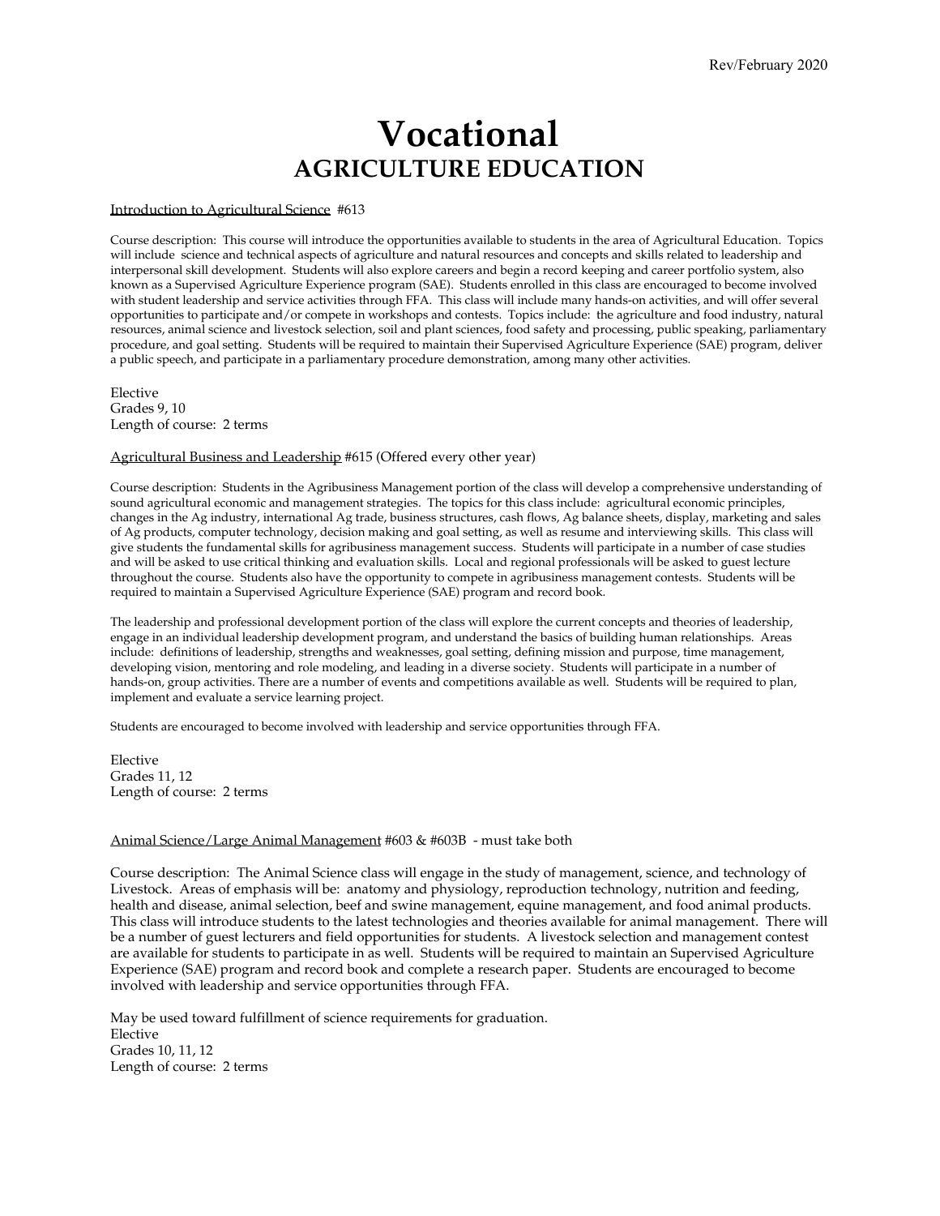Rev/February 2020

# Vocational
## AGRICULTURE EDUCATION

Introduction to Agricultural Science #613

Course description: This course will introduce the opportunities available to students in the area of Agricultural Education. Topics will include science and technical aspects of agriculture and natural resources and concepts and skills related to leadership and interpersonal skill development. Students will also explore careers and begin a record keeping and career portfolio system, also known as a Supervised Agriculture Experience program (SAE). Students enrolled in this class are encouraged to become involved with student leadership and service activities through FFA. This class will include many hands-on activities, and will offer several opportunities to participate and/or compete in workshops and contests. Topics include: the agriculture and food industry, natural resources, animal science and livestock selection, soil and plant sciences, food safety and processing, public speaking, parliamentary procedure, and goal setting. Students will be required to maintain their Supervised Agriculture Experience (SAE) program, deliver a public speech, and participate in a parliamentary procedure demonstration, among many other activities.

Elective
Grades 9, 10
Length of course: 2 terms

Agricultural Business and Leadership #615 (Offered every other year)

Course description: Students in the Agribusiness Management portion of the class will develop a comprehensive understanding of sound agricultural economic and management strategies. The topics for this class include: agricultural economic principles, changes in the Ag industry, international Ag trade, business structures, cash flows, Ag balance sheets, display, marketing and sales of Ag products, computer technology, decision making and goal setting, as well as resume and interviewing skills. This class will give students the fundamental skills for agribusiness management success. Students will participate in a number of case studies and will be asked to use critical thinking and evaluation skills. Local and regional professionals will be asked to guest lecture throughout the course. Students also have the opportunity to compete in agribusiness management contests. Students will be required to maintain a Supervised Agriculture Experience (SAE) program and record book.

The leadership and professional development portion of the class will explore the current concepts and theories of leadership, engage in an individual leadership development program, and understand the basics of building human relationships. Areas include: definitions of leadership, strengths and weaknesses, goal setting, defining mission and purpose, time management, developing vision, mentoring and role modeling, and leading in a diverse society. Students will participate in a number of hands-on, group activities. There are a number of events and competitions available as well. Students will be required to plan, implement and evaluate a service learning project.

Students are encouraged to become involved with leadership and service opportunities through FFA.

Elective
Grades 11, 12
Length of course: 2 terms

Animal Science/Large Animal Management #603 & #603B - must take both

Course description: The Animal Science class will engage in the study of management, science, and technology of Livestock. Areas of emphasis will be: anatomy and physiology, reproduction technology, nutrition and feeding, health and disease, animal selection, beef and swine management, equine management, and food animal products. This class will introduce students to the latest technologies and theories available for animal management. There will be a number of guest lecturers and field opportunities for students. A livestock selection and management contest are available for students to participate in as well. Students will be required to maintain an Supervised Agriculture Experience (SAE) program and record book and complete a research paper. Students are encouraged to become involved with leadership and service opportunities through FFA.

May be used toward fulfillment of science requirements for graduation.
Elective
Grades 10, 11, 12
Length of course: 2 terms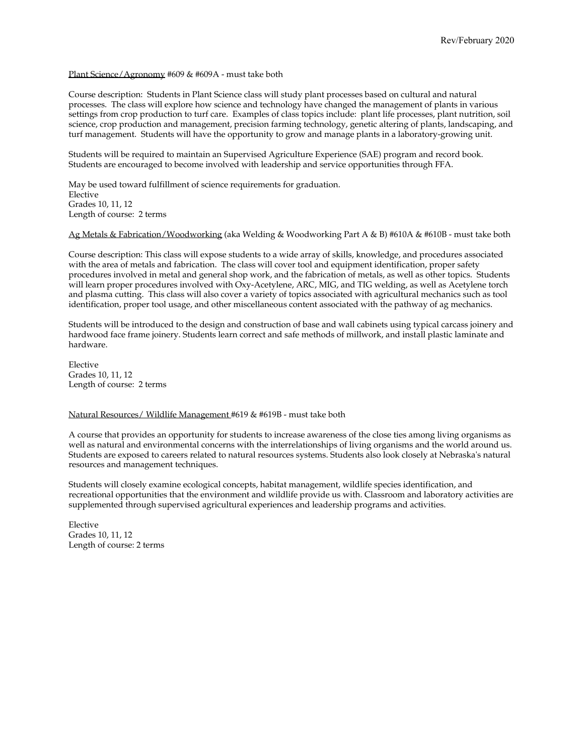Plant Science/Agronomy #609 & #609A - must take both

Course description: Students in Plant Science class will study plant processes based on cultural and natural processes. The class will explore how science and technology have changed the management of plants in various settings from crop production to turf care. Examples of class topics include: plant life processes, plant nutrition, soil science, crop production and management, precision farming technology, genetic altering of plants, landscaping, and turf management. Students will have the opportunity to grow and manage plants in a laboratory-growing unit.

Students will be required to maintain an Supervised Agriculture Experience (SAE) program and record book. Students are encouraged to become involved with leadership and service opportunities through FFA.

May be used toward fulfillment of science requirements for graduation.
Elective
Grades 10, 11, 12
Length of course: 2 terms

Ag Metals & Fabrication/Woodworking (aka Welding & Woodworking Part A & B) #610A & #610B - must take both

Course description: This class will expose students to a wide array of skills, knowledge, and procedures associated with the area of metals and fabrication. The class will cover tool and equipment identification, proper safety procedures involved in metal and general shop work, and the fabrication of metals, as well as other topics. Students will learn proper procedures involved with Oxy-Acetylene, ARC, MIG, and TIG welding, as well as Acetylene torch and plasma cutting. This class will also cover a variety of topics associated with agricultural mechanics such as tool identification, proper tool usage, and other miscellaneous content associated with the pathway of ag mechanics.

Students will be introduced to the design and construction of base and wall cabinets using typical carcass joinery and hardwood face frame joinery. Students learn correct and safe methods of millwork, and install plastic laminate and hardware.

Elective
Grades 10, 11, 12
Length of course: 2 terms

Natural Resources/ Wildlife Management #619 & #619B - must take both

A course that provides an opportunity for students to increase awareness of the close ties among living organisms as well as natural and environmental concerns with the interrelationships of living organisms and the world around us. Students are exposed to careers related to natural resources systems. Students also look closely at Nebraska's natural resources and management techniques.

Students will closely examine ecological concepts, habitat management, wildlife species identification, and recreational opportunities that the environment and wildlife provide us with. Classroom and laboratory activities are supplemented through supervised agricultural experiences and leadership programs and activities.

Elective
Grades 10, 11, 12
Length of course: 2 terms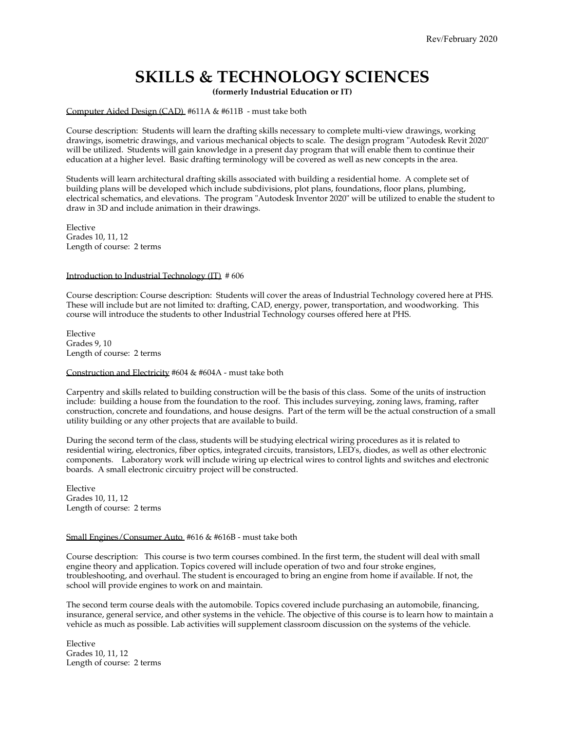Rev/February 2020

# SKILLS & TECHNOLOGY SCIENCES

**(formerly Industrial Education or IT)**

Computer Aided Design (CAD) #611A & #611B - must take both

Course description: Students will learn the drafting skills necessary to complete multi-view drawings, working drawings, isometric drawings, and various mechanical objects to scale. The design program "Autodesk Revit 2020" will be utilized. Students will gain knowledge in a present day program that will enable them to continue their education at a higher level. Basic drafting terminology will be covered as well as new concepts in the area.

Students will learn architectural drafting skills associated with building a residential home. A complete set of building plans will be developed which include subdivisions, plot plans, foundations, floor plans, plumbing, electrical schematics, and elevations. The program "Autodesk Inventor 2020" will be utilized to enable the student to draw in 3D and include animation in their drawings.

Elective
Grades 10, 11, 12
Length of course: 2 terms

Introduction to Industrial Technology (IT) # 606

Course description: Course description: Students will cover the areas of Industrial Technology covered here at PHS. These will include but are not limited to: drafting, CAD, energy, power, transportation, and woodworking. This course will introduce the students to other Industrial Technology courses offered here at PHS.

Elective
Grades 9, 10
Length of course: 2 terms

Construction and Electricity #604 & #604A - must take both

Carpentry and skills related to building construction will be the basis of this class. Some of the units of instruction include: building a house from the foundation to the roof. This includes surveying, zoning laws, framing, rafter construction, concrete and foundations, and house designs. Part of the term will be the actual construction of a small utility building or any other projects that are available to build.

During the second term of the class, students will be studying electrical wiring procedures as it is related to residential wiring, electronics, fiber optics, integrated circuits, transistors, LED's, diodes, as well as other electronic components. Laboratory work will include wiring up electrical wires to control lights and switches and electronic boards. A small electronic circuitry project will be constructed.

Elective
Grades 10, 11, 12
Length of course: 2 terms

Small Engines/Consumer Auto #616 & #616B - must take both

Course description: This course is two term courses combined. In the first term, the student will deal with small engine theory and application. Topics covered will include operation of two and four stroke engines, troubleshooting, and overhaul. The student is encouraged to bring an engine from home if available. If not, the school will provide engines to work on and maintain.

The second term course deals with the automobile. Topics covered include purchasing an automobile, financing, insurance, general service, and other systems in the vehicle. The objective of this course is to learn how to maintain a vehicle as much as possible. Lab activities will supplement classroom discussion on the systems of the vehicle.

Elective
Grades 10, 11, 12
Length of course: 2 terms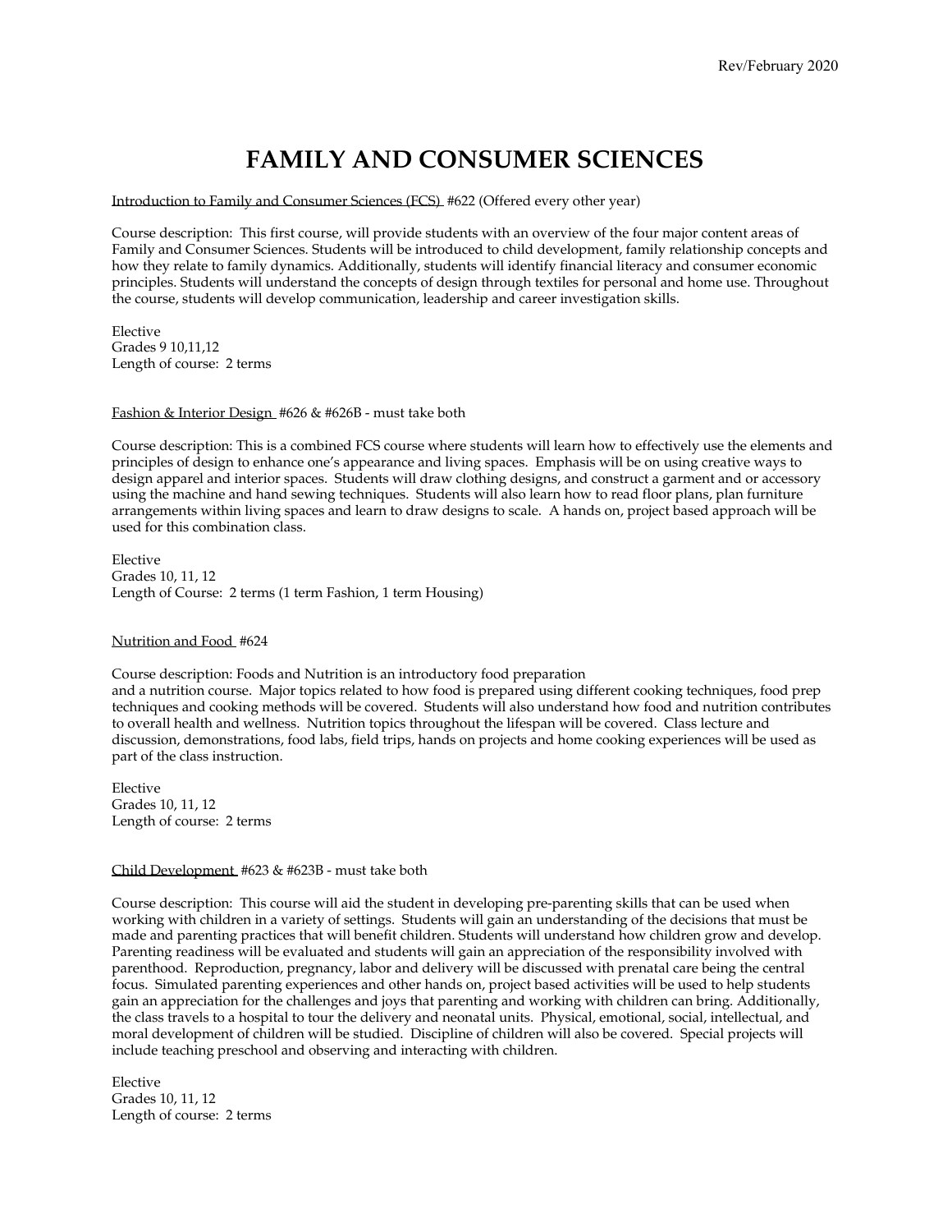# FAMILY AND CONSUMER SCIENCES

<u>Introduction to Family and Consumer Sciences (FCS)</u> #622 (Offered every other year)

Course description: This first course, will provide students with an overview of the four major content areas of Family and Consumer Sciences. Students will be introduced to child development, family relationship concepts and how they relate to family dynamics. Additionally, students will identify financial literacy and consumer economic principles. Students will understand the concepts of design through textiles for personal and home use. Throughout the course, students will develop communication, leadership and career investigation skills.

Elective
Grades 9 10,11,12
Length of course: 2 terms

<u>Fashion & Interior Design</u> #626 & #626B - must take both

Course description: This is a combined FCS course where students will learn how to effectively use the elements and principles of design to enhance one's appearance and living spaces. Emphasis will be on using creative ways to design apparel and interior spaces. Students will draw clothing designs, and construct a garment and or accessory using the machine and hand sewing techniques. Students will also learn how to read floor plans, plan furniture arrangements within living spaces and learn to draw designs to scale. A hands on, project based approach will be used for this combination class.

Elective
Grades 10, 11, 12
Length of Course: 2 terms (1 term Fashion, 1 term Housing)

<u>Nutrition and Food</u> #624

Course description: Foods and Nutrition is an introductory food preparation and a nutrition course. Major topics related to how food is prepared using different cooking techniques, food prep techniques and cooking methods will be covered. Students will also understand how food and nutrition contributes to overall health and wellness. Nutrition topics throughout the lifespan will be covered. Class lecture and discussion, demonstrations, food labs, field trips, hands on projects and home cooking experiences will be used as part of the class instruction.

Elective
Grades 10, 11, 12
Length of course: 2 terms

<u>Child Development</u> #623 & #623B - must take both

Course description: This course will aid the student in developing pre-parenting skills that can be used when working with children in a variety of settings. Students will gain an understanding of the decisions that must be made and parenting practices that will benefit children. Students will understand how children grow and develop. Parenting readiness will be evaluated and students will gain an appreciation of the responsibility involved with parenthood. Reproduction, pregnancy, labor and delivery will be discussed with prenatal care being the central focus. Simulated parenting experiences and other hands on, project based activities will be used to help students gain an appreciation for the challenges and joys that parenting and working with children can bring. Additionally, the class travels to a hospital to tour the delivery and neonatal units. Physical, emotional, social, intellectual, and moral development of children will be studied. Discipline of children will also be covered. Special projects will include teaching preschool and observing and interacting with children.

Elective
Grades 10, 11, 12
Length of course: 2 terms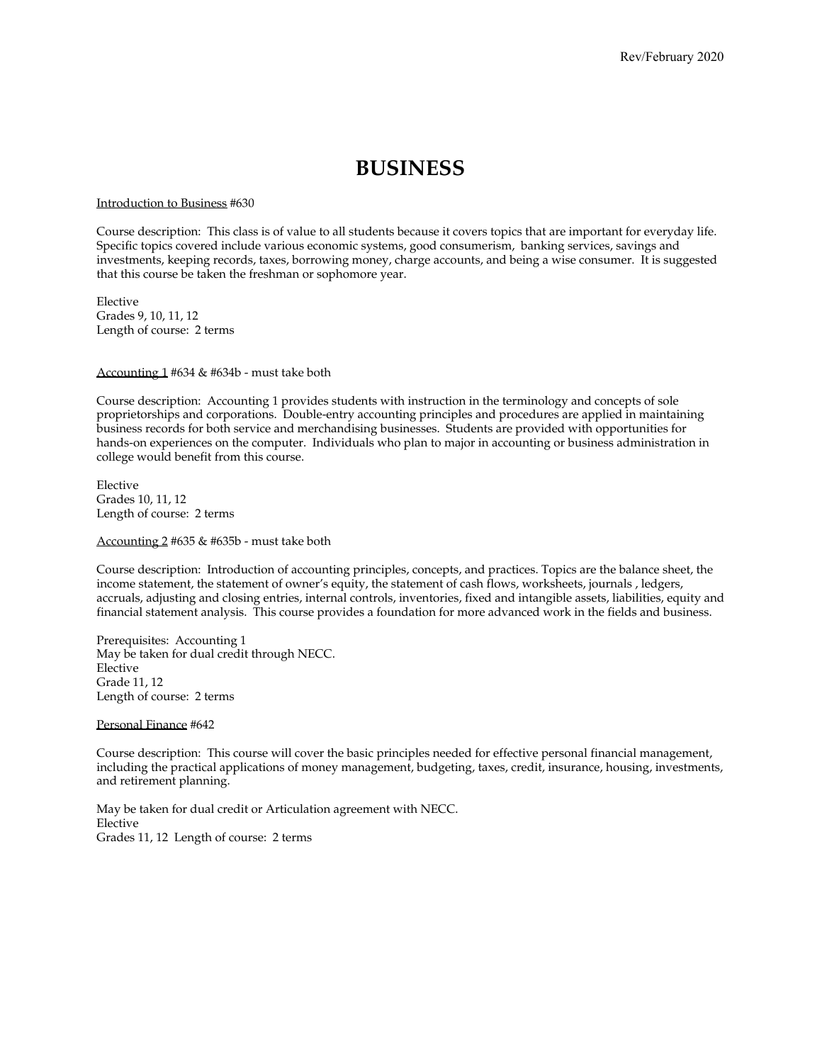# BUSINESS

Introduction to Business #630

Course description: This class is of value to all students because it covers topics that are important for everyday life. Specific topics covered include various economic systems, good consumerism, banking services, savings and investments, keeping records, taxes, borrowing money, charge accounts, and being a wise consumer. It is suggested that this course be taken the freshman or sophomore year.

Elective
Grades 9, 10, 11, 12
Length of course: 2 terms

Accounting 1 #634 & #634b - must take both

Course description: Accounting 1 provides students with instruction in the terminology and concepts of sole proprietorships and corporations. Double-entry accounting principles and procedures are applied in maintaining business records for both service and merchandising businesses. Students are provided with opportunities for hands-on experiences on the computer. Individuals who plan to major in accounting or business administration in college would benefit from this course.

Elective
Grades 10, 11, 12
Length of course: 2 terms

Accounting 2 #635 & #635b - must take both

Course description: Introduction of accounting principles, concepts, and practices. Topics are the balance sheet, the income statement, the statement of owner's equity, the statement of cash flows, worksheets, journals , ledgers, accruals, adjusting and closing entries, internal controls, inventories, fixed and intangible assets, liabilities, equity and financial statement analysis. This course provides a foundation for more advanced work in the fields and business.

Prerequisites: Accounting 1
May be taken for dual credit through NECC.
Elective
Grade 11, 12
Length of course: 2 terms

Personal Finance #642

Course description: This course will cover the basic principles needed for effective personal financial management, including the practical applications of money management, budgeting, taxes, credit, insurance, housing, investments, and retirement planning.

May be taken for dual credit or Articulation agreement with NECC.
Elective
Grades 11, 12 Length of course: 2 terms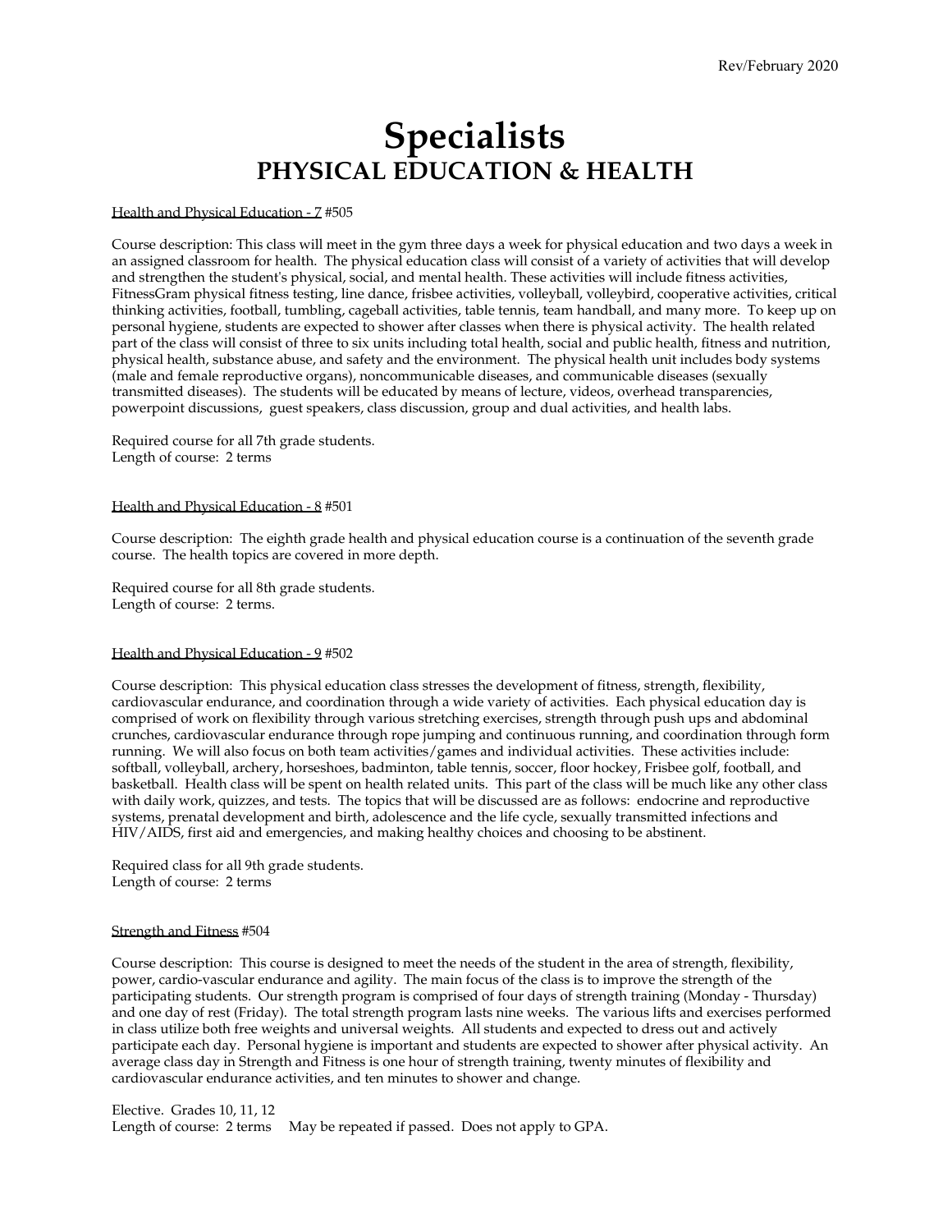# Specialists

## PHYSICAL EDUCATION & HEALTH

Health and Physical Education - 7 #505

Course description: This class will meet in the gym three days a week for physical education and two days a week in an assigned classroom for health. The physical education class will consist of a variety of activities that will develop and strengthen the student's physical, social, and mental health. These activities will include fitness activities, FitnessGram physical fitness testing, line dance, frisbee activities, volleyball, volleybird, cooperative activities, critical thinking activities, football, tumbling, cageball activities, table tennis, team handball, and many more. To keep up on personal hygiene, students are expected to shower after classes when there is physical activity. The health related part of the class will consist of three to six units including total health, social and public health, fitness and nutrition, physical health, substance abuse, and safety and the environment. The physical health unit includes body systems (male and female reproductive organs), noncommunicable diseases, and communicable diseases (sexually transmitted diseases). The students will be educated by means of lecture, videos, overhead transparencies, powerpoint discussions, guest speakers, class discussion, group and dual activities, and health labs.

Required course for all 7th grade students.
Length of course: 2 terms

Health and Physical Education - 8 #501

Course description: The eighth grade health and physical education course is a continuation of the seventh grade course. The health topics are covered in more depth.

Required course for all 8th grade students.
Length of course: 2 terms.

Health and Physical Education - 9 #502

Course description: This physical education class stresses the development of fitness, strength, flexibility, cardiovascular endurance, and coordination through a wide variety of activities. Each physical education day is comprised of work on flexibility through various stretching exercises, strength through push ups and abdominal crunches, cardiovascular endurance through rope jumping and continuous running, and coordination through form running. We will also focus on both team activities/games and individual activities. These activities include: softball, volleyball, archery, horseshoes, badminton, table tennis, soccer, floor hockey, Frisbee golf, football, and basketball. Health class will be spent on health related units. This part of the class will be much like any other class with daily work, quizzes, and tests. The topics that will be discussed are as follows: endocrine and reproductive systems, prenatal development and birth, adolescence and the life cycle, sexually transmitted infections and HIV/AIDS, first aid and emergencies, and making healthy choices and choosing to be abstinent.

Required class for all 9th grade students.
Length of course: 2 terms

Strength and Fitness #504

Course description: This course is designed to meet the needs of the student in the area of strength, flexibility, power, cardio-vascular endurance and agility. The main focus of the class is to improve the strength of the participating students. Our strength program is comprised of four days of strength training (Monday - Thursday) and one day of rest (Friday). The total strength program lasts nine weeks. The various lifts and exercises performed in class utilize both free weights and universal weights. All students and expected to dress out and actively participate each day. Personal hygiene is important and students are expected to shower after physical activity. An average class day in Strength and Fitness is one hour of strength training, twenty minutes of flexibility and cardiovascular endurance activities, and ten minutes to shower and change.

Elective. Grades 10, 11, 12
Length of course: 2 terms May be repeated if passed. Does not apply to GPA.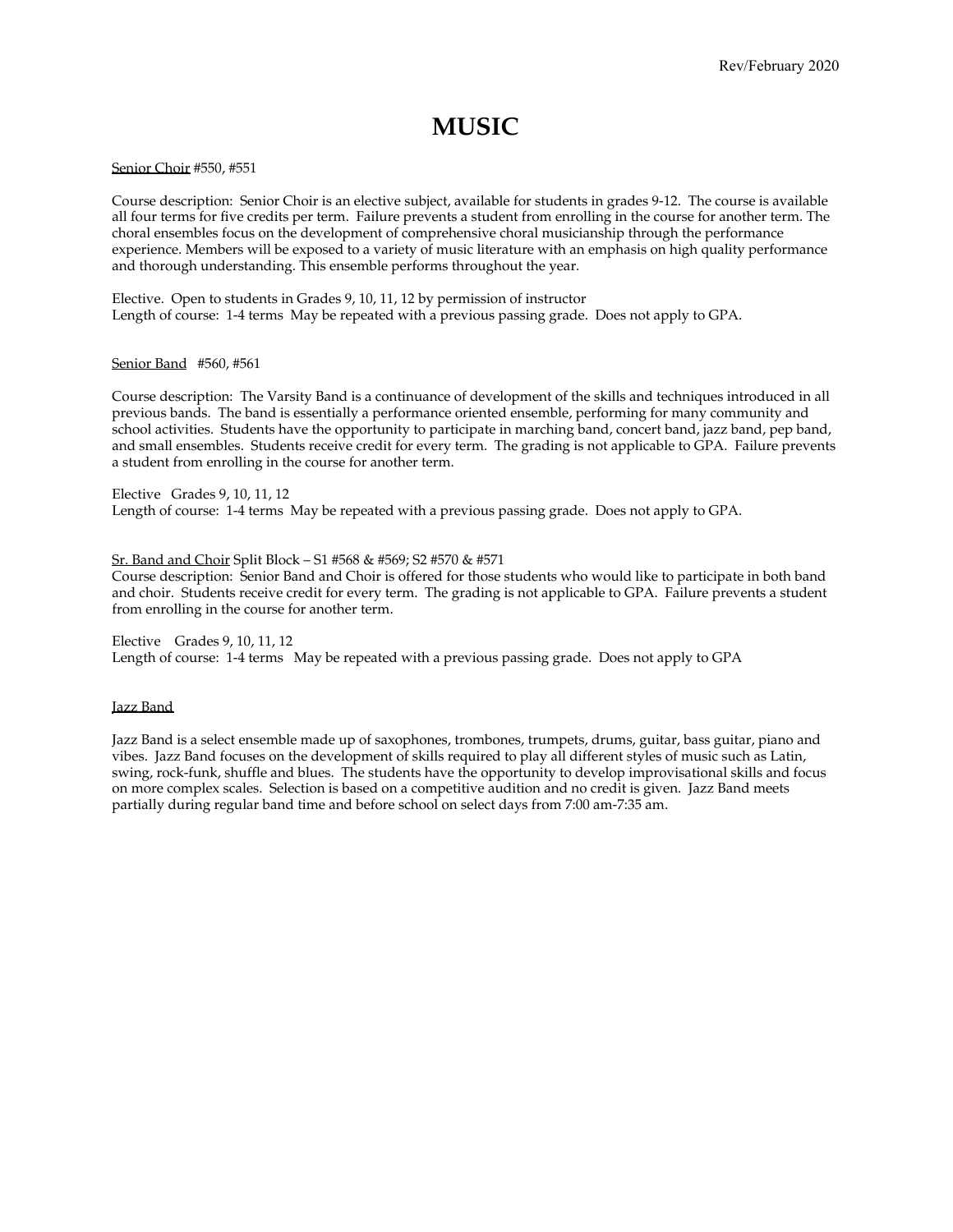# MUSIC

Senior Choir #550, #551

Course description: Senior Choir is an elective subject, available for students in grades 9-12. The course is available all four terms for five credits per term. Failure prevents a student from enrolling in the course for another term. The choral ensembles focus on the development of comprehensive choral musicianship through the performance experience. Members will be exposed to a variety of music literature with an emphasis on high quality performance and thorough understanding. This ensemble performs throughout the year.

Elective. Open to students in Grades 9, 10, 11, 12 by permission of instructor
Length of course: 1-4 terms May be repeated with a previous passing grade. Does not apply to GPA.

Senior Band #560, #561

Course description: The Varsity Band is a continuance of development of the skills and techniques introduced in all previous bands. The band is essentially a performance oriented ensemble, performing for many community and school activities. Students have the opportunity to participate in marching band, concert band, jazz band, pep band, and small ensembles. Students receive credit for every term. The grading is not applicable to GPA. Failure prevents a student from enrolling in the course for another term.

Elective Grades 9, 10, 11, 12
Length of course: 1-4 terms May be repeated with a previous passing grade. Does not apply to GPA.

Sr. Band and Choir Split Block – S1 #568 & #569; S2 #570 & #571
Course description: Senior Band and Choir is offered for those students who would like to participate in both band and choir. Students receive credit for every term. The grading is not applicable to GPA. Failure prevents a student from enrolling in the course for another term.

Elective Grades 9, 10, 11, 12
Length of course: 1-4 terms May be repeated with a previous passing grade. Does not apply to GPA

Jazz Band

Jazz Band is a select ensemble made up of saxophones, trombones, trumpets, drums, guitar, bass guitar, piano and vibes. Jazz Band focuses on the development of skills required to play all different styles of music such as Latin, swing, rock-funk, shuffle and blues. The students have the opportunity to develop improvisational skills and focus on more complex scales. Selection is based on a competitive audition and no credit is given. Jazz Band meets partially during regular band time and before school on select days from 7:00 am-7:35 am.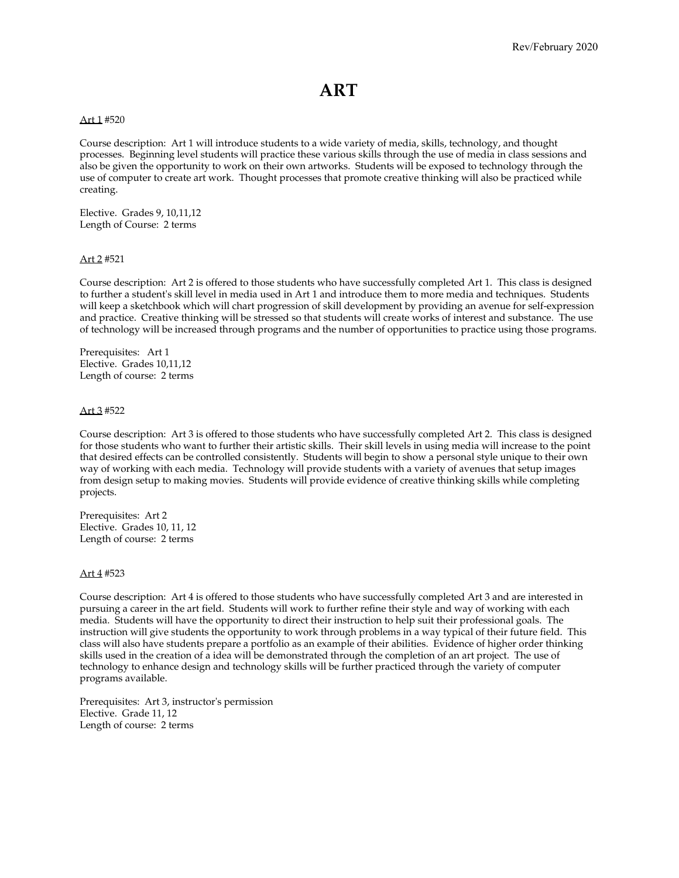# ART

<u>Art 1</u> #520

Course description: Art 1 will introduce students to a wide variety of media, skills, technology, and thought processes. Beginning level students will practice these various skills through the use of media in class sessions and also be given the opportunity to work on their own artworks. Students will be exposed to technology through the use of computer to create art work. Thought processes that promote creative thinking will also be practiced while creating.

Elective. Grades 9, 10,11,12
Length of Course: 2 terms

<u>Art 2</u> #521

Course description: Art 2 is offered to those students who have successfully completed Art 1. This class is designed to further a student's skill level in media used in Art 1 and introduce them to more media and techniques. Students will keep a sketchbook which will chart progression of skill development by providing an avenue for self-expression and practice. Creative thinking will be stressed so that students will create works of interest and substance. The use of technology will be increased through programs and the number of opportunities to practice using those programs.

Prerequisites: Art 1
Elective. Grades 10,11,12
Length of course: 2 terms

<u>Art 3</u> #522

Course description: Art 3 is offered to those students who have successfully completed Art 2. This class is designed for those students who want to further their artistic skills. Their skill levels in using media will increase to the point that desired effects can be controlled consistently. Students will begin to show a personal style unique to their own way of working with each media. Technology will provide students with a variety of avenues that setup images from design setup to making movies. Students will provide evidence of creative thinking skills while completing projects.

Prerequisites: Art 2
Elective. Grades 10, 11, 12
Length of course: 2 terms

<u>Art 4</u> #523

Course description: Art 4 is offered to those students who have successfully completed Art 3 and are interested in pursuing a career in the art field. Students will work to further refine their style and way of working with each media. Students will have the opportunity to direct their instruction to help suit their professional goals. The instruction will give students the opportunity to work through problems in a way typical of their future field. This class will also have students prepare a portfolio as an example of their abilities. Evidence of higher order thinking skills used in the creation of a idea will be demonstrated through the completion of an art project. The use of technology to enhance design and technology skills will be further practiced through the variety of computer programs available.

Prerequisites: Art 3, instructor's permission
Elective. Grade 11, 12
Length of course: 2 terms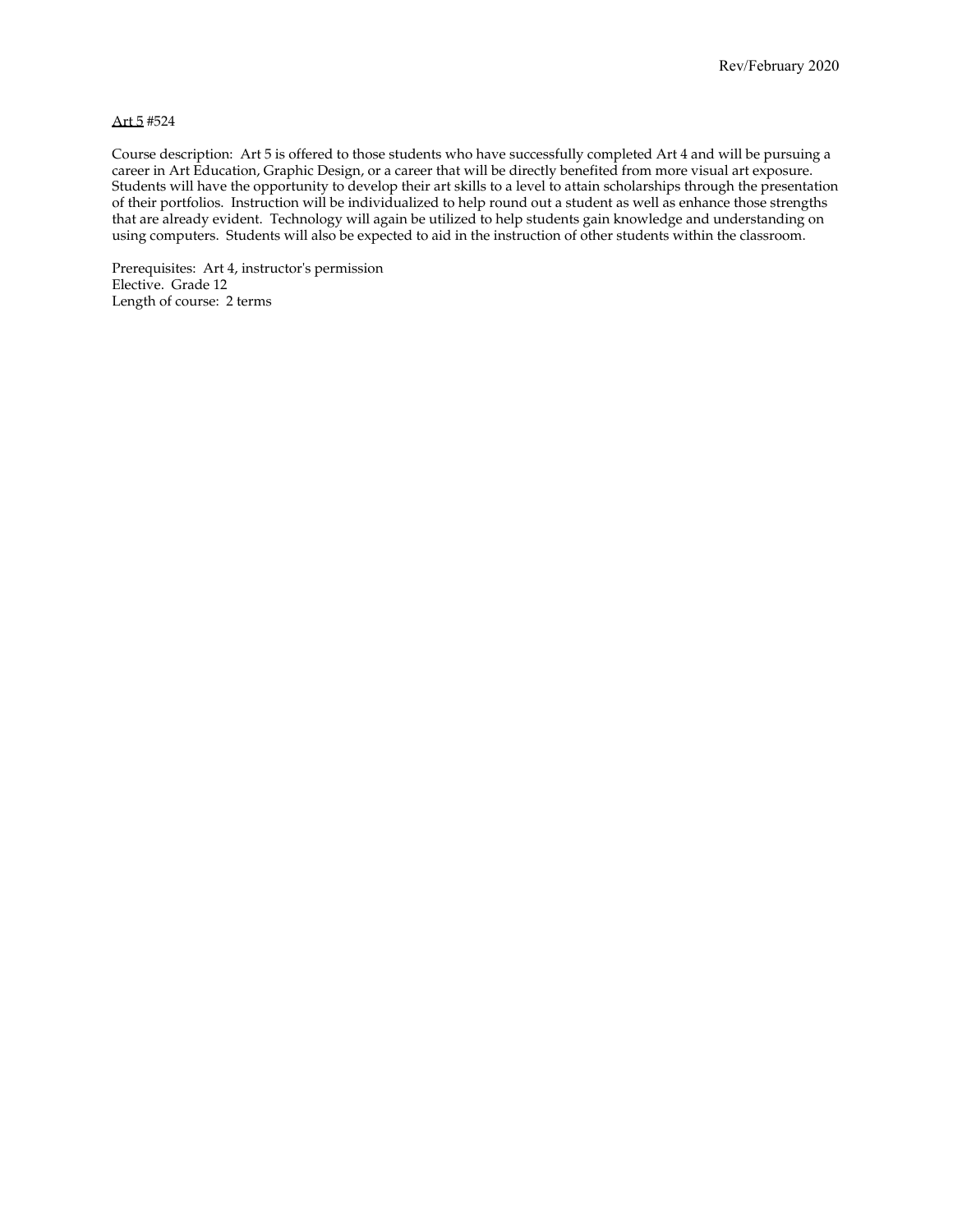Art 5 #524

Course description: Art 5 is offered to those students who have successfully completed Art 4 and will be pursuing a career in Art Education, Graphic Design, or a career that will be directly benefited from more visual art exposure. Students will have the opportunity to develop their art skills to a level to attain scholarships through the presentation of their portfolios. Instruction will be individualized to help round out a student as well as enhance those strengths that are already evident. Technology will again be utilized to help students gain knowledge and understanding on using computers. Students will also be expected to aid in the instruction of other students within the classroom.

Prerequisites: Art 4, instructor's permission
Elective. Grade 12
Length of course: 2 terms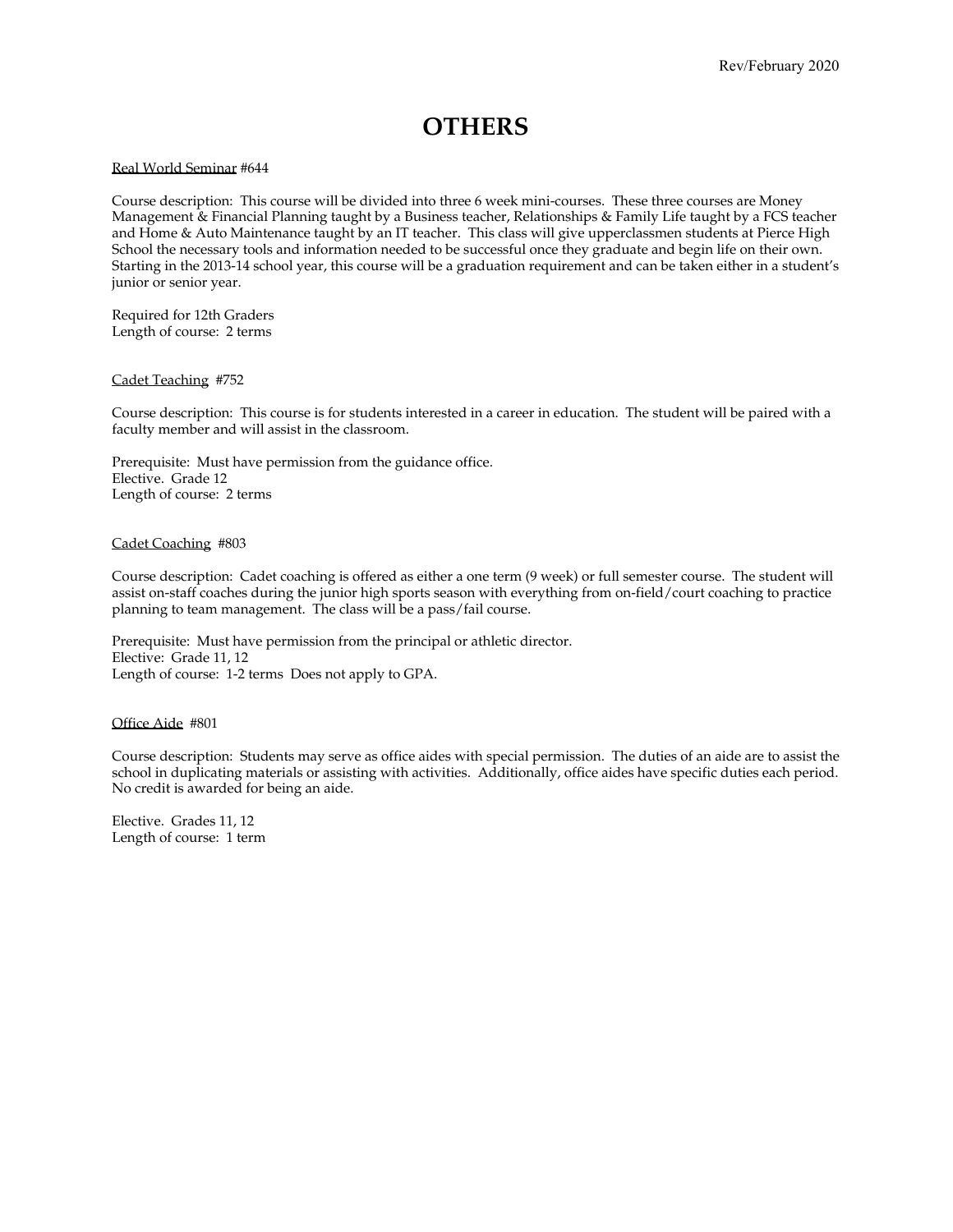# OTHERS

Real World Seminar #644

Course description: This course will be divided into three 6 week mini-courses. These three courses are Money Management & Financial Planning taught by a Business teacher, Relationships & Family Life taught by a FCS teacher and Home & Auto Maintenance taught by an IT teacher. This class will give upperclassmen students at Pierce High School the necessary tools and information needed to be successful once they graduate and begin life on their own. Starting in the 2013-14 school year, this course will be a graduation requirement and can be taken either in a student's junior or senior year.

Required for 12th Graders
Length of course: 2 terms

Cadet Teaching #752

Course description: This course is for students interested in a career in education. The student will be paired with a faculty member and will assist in the classroom.

Prerequisite: Must have permission from the guidance office.
Elective. Grade 12
Length of course: 2 terms

Cadet Coaching #803

Course description: Cadet coaching is offered as either a one term (9 week) or full semester course. The student will assist on-staff coaches during the junior high sports season with everything from on-field/court coaching to practice planning to team management. The class will be a pass/fail course.

Prerequisite: Must have permission from the principal or athletic director.
Elective: Grade 11, 12
Length of course: 1-2 terms Does not apply to GPA.

Office Aide #801

Course description: Students may serve as office aides with special permission. The duties of an aide are to assist the school in duplicating materials or assisting with activities. Additionally, office aides have specific duties each period. No credit is awarded for being an aide.

Elective. Grades 11, 12
Length of course: 1 term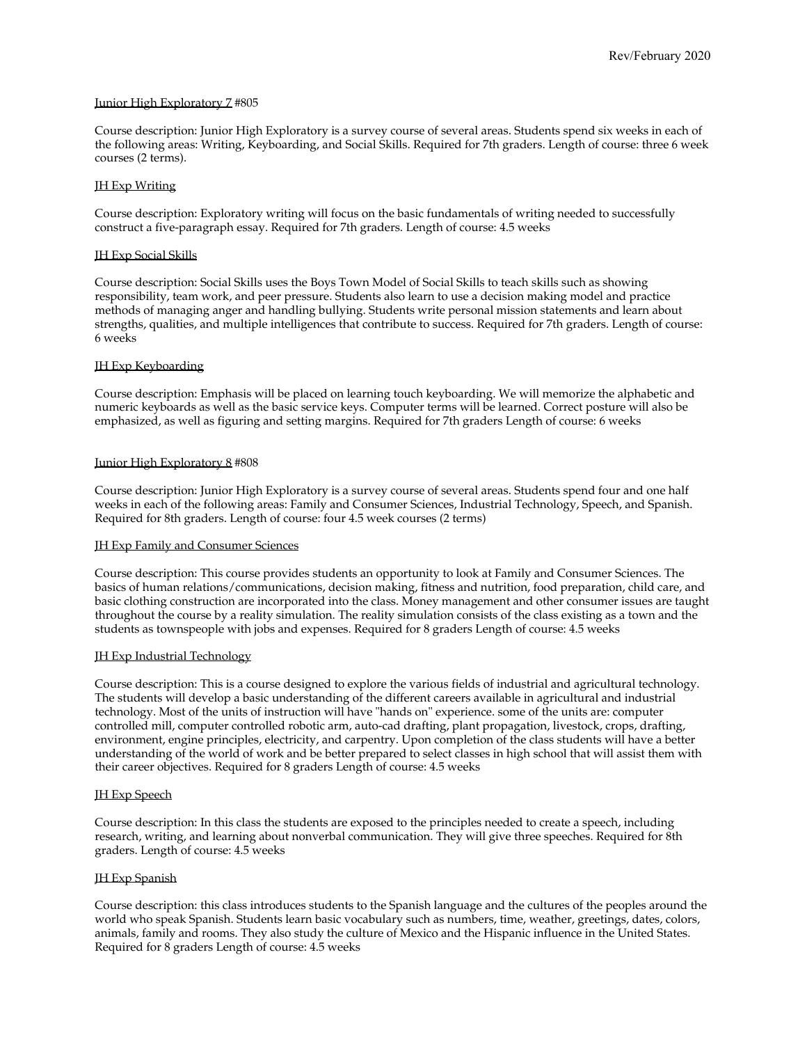Rev/February 2020

Junior High Exploratory 7 #805

Course description: Junior High Exploratory is a survey course of several areas. Students spend six weeks in each of the following areas: Writing, Keyboarding, and Social Skills. Required for 7th graders. Length of course: three 6 week courses (2 terms).

JH Exp Writing

Course description: Exploratory writing will focus on the basic fundamentals of writing needed to successfully construct a five-paragraph essay. Required for 7th graders. Length of course: 4.5 weeks

JH Exp Social Skills

Course description: Social Skills uses the Boys Town Model of Social Skills to teach skills such as showing responsibility, team work, and peer pressure. Students also learn to use a decision making model and practice methods of managing anger and handling bullying. Students write personal mission statements and learn about strengths, qualities, and multiple intelligences that contribute to success. Required for 7th graders. Length of course: 6 weeks

JH Exp Keyboarding

Course description: Emphasis will be placed on learning touch keyboarding. We will memorize the alphabetic and numeric keyboards as well as the basic service keys. Computer terms will be learned. Correct posture will also be emphasized, as well as figuring and setting margins. Required for 7th graders Length of course: 6 weeks

Junior High Exploratory 8 #808

Course description: Junior High Exploratory is a survey course of several areas. Students spend four and one half weeks in each of the following areas: Family and Consumer Sciences, Industrial Technology, Speech, and Spanish. Required for 8th graders. Length of course: four 4.5 week courses (2 terms)

JH Exp Family and Consumer Sciences

Course description: This course provides students an opportunity to look at Family and Consumer Sciences. The basics of human relations/communications, decision making, fitness and nutrition, food preparation, child care, and basic clothing construction are incorporated into the class. Money management and other consumer issues are taught throughout the course by a reality simulation. The reality simulation consists of the class existing as a town and the students as townspeople with jobs and expenses. Required for 8 graders Length of course: 4.5 weeks

JH Exp Industrial Technology

Course description: This is a course designed to explore the various fields of industrial and agricultural technology. The students will develop a basic understanding of the different careers available in agricultural and industrial technology. Most of the units of instruction will have "hands on" experience. some of the units are: computer controlled mill, computer controlled robotic arm, auto-cad drafting, plant propagation, livestock, crops, drafting, environment, engine principles, electricity, and carpentry. Upon completion of the class students will have a better understanding of the world of work and be better prepared to select classes in high school that will assist them with their career objectives. Required for 8 graders Length of course: 4.5 weeks

JH Exp Speech

Course description: In this class the students are exposed to the principles needed to create a speech, including research, writing, and learning about nonverbal communication. They will give three speeches. Required for 8th graders. Length of course: 4.5 weeks

JH Exp Spanish

Course description: this class introduces students to the Spanish language and the cultures of the peoples around the world who speak Spanish. Students learn basic vocabulary such as numbers, time, weather, greetings, dates, colors, animals, family and rooms. They also study the culture of Mexico and the Hispanic influence in the United States. Required for 8 graders Length of course: 4.5 weeks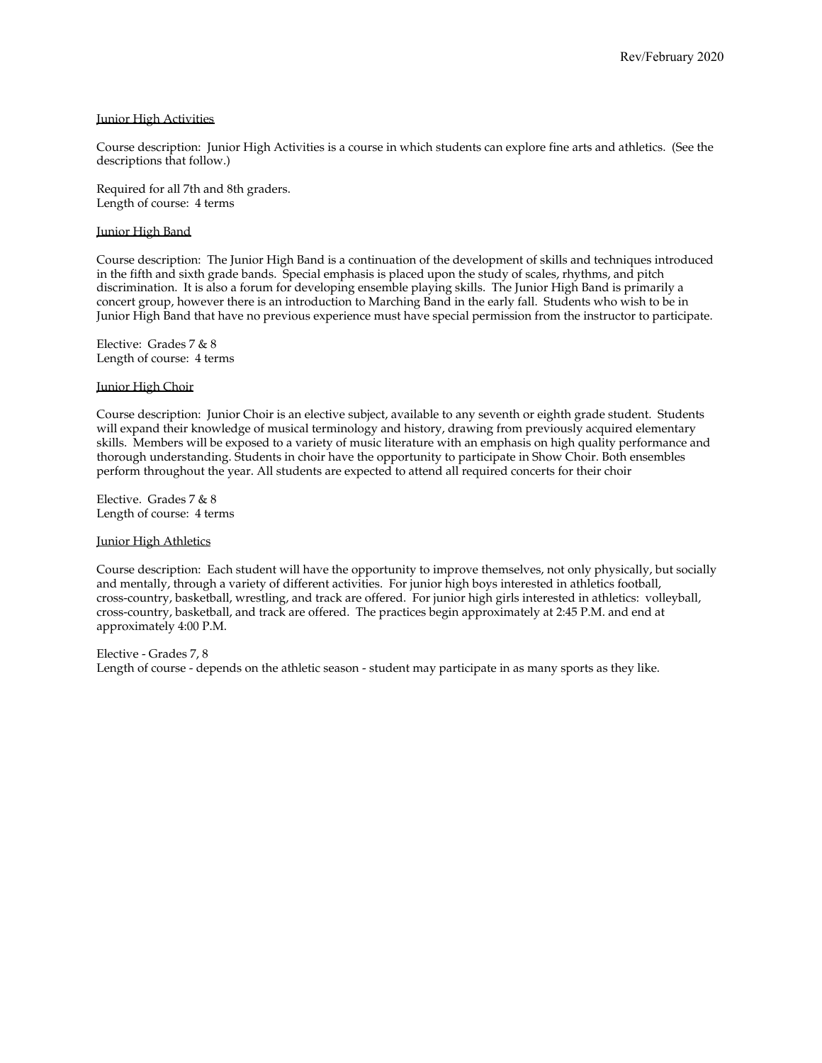## Junior High Activities

Course description: Junior High Activities is a course in which students can explore fine arts and athletics. (See the descriptions that follow.)

Required for all 7th and 8th graders.
Length of course: 4 terms

## Junior High Band

Course description: The Junior High Band is a continuation of the development of skills and techniques introduced in the fifth and sixth grade bands. Special emphasis is placed upon the study of scales, rhythms, and pitch discrimination. It is also a forum for developing ensemble playing skills. The Junior High Band is primarily a concert group, however there is an introduction to Marching Band in the early fall. Students who wish to be in Junior High Band that have no previous experience must have special permission from the instructor to participate.

Elective: Grades 7 & 8
Length of course: 4 terms

## Junior High Choir

Course description: Junior Choir is an elective subject, available to any seventh or eighth grade student. Students will expand their knowledge of musical terminology and history, drawing from previously acquired elementary skills. Members will be exposed to a variety of music literature with an emphasis on high quality performance and thorough understanding. Students in choir have the opportunity to participate in Show Choir. Both ensembles perform throughout the year. All students are expected to attend all required concerts for their choir

Elective. Grades 7 & 8
Length of course: 4 terms

## Junior High Athletics

Course description: Each student will have the opportunity to improve themselves, not only physically, but socially and mentally, through a variety of different activities. For junior high boys interested in athletics football, cross-country, basketball, wrestling, and track are offered. For junior high girls interested in athletics: volleyball, cross-country, basketball, and track are offered. The practices begin approximately at 2:45 P.M. and end at approximately 4:00 P.M.

Elective - Grades 7, 8
Length of course - depends on the athletic season - student may participate in as many sports as they like.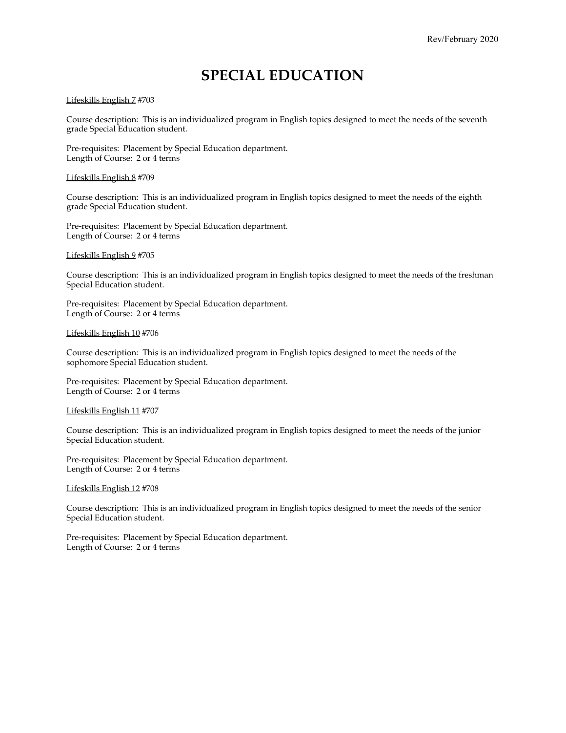# SPECIAL EDUCATION

<u>Lifeskills English 7</u> #703

Course description: This is an individualized program in English topics designed to meet the needs of the seventh grade Special Education student.

Pre-requisites: Placement by Special Education department.
Length of Course: 2 or 4 terms

<u>Lifeskills English 8</u> #709

Course description: This is an individualized program in English topics designed to meet the needs of the eighth grade Special Education student.

Pre-requisites: Placement by Special Education department.
Length of Course: 2 or 4 terms

<u>Lifeskills English 9</u> #705

Course description: This is an individualized program in English topics designed to meet the needs of the freshman Special Education student.

Pre-requisites: Placement by Special Education department.
Length of Course: 2 or 4 terms

<u>Lifeskills English 10</u> #706

Course description: This is an individualized program in English topics designed to meet the needs of the sophomore Special Education student.

Pre-requisites: Placement by Special Education department.
Length of Course: 2 or 4 terms

<u>Lifeskills English 11</u> #707

Course description: This is an individualized program in English topics designed to meet the needs of the junior Special Education student.

Pre-requisites: Placement by Special Education department.
Length of Course: 2 or 4 terms

<u>Lifeskills English 12</u> #708

Course description: This is an individualized program in English topics designed to meet the needs of the senior Special Education student.

Pre-requisites: Placement by Special Education department.
Length of Course: 2 or 4 terms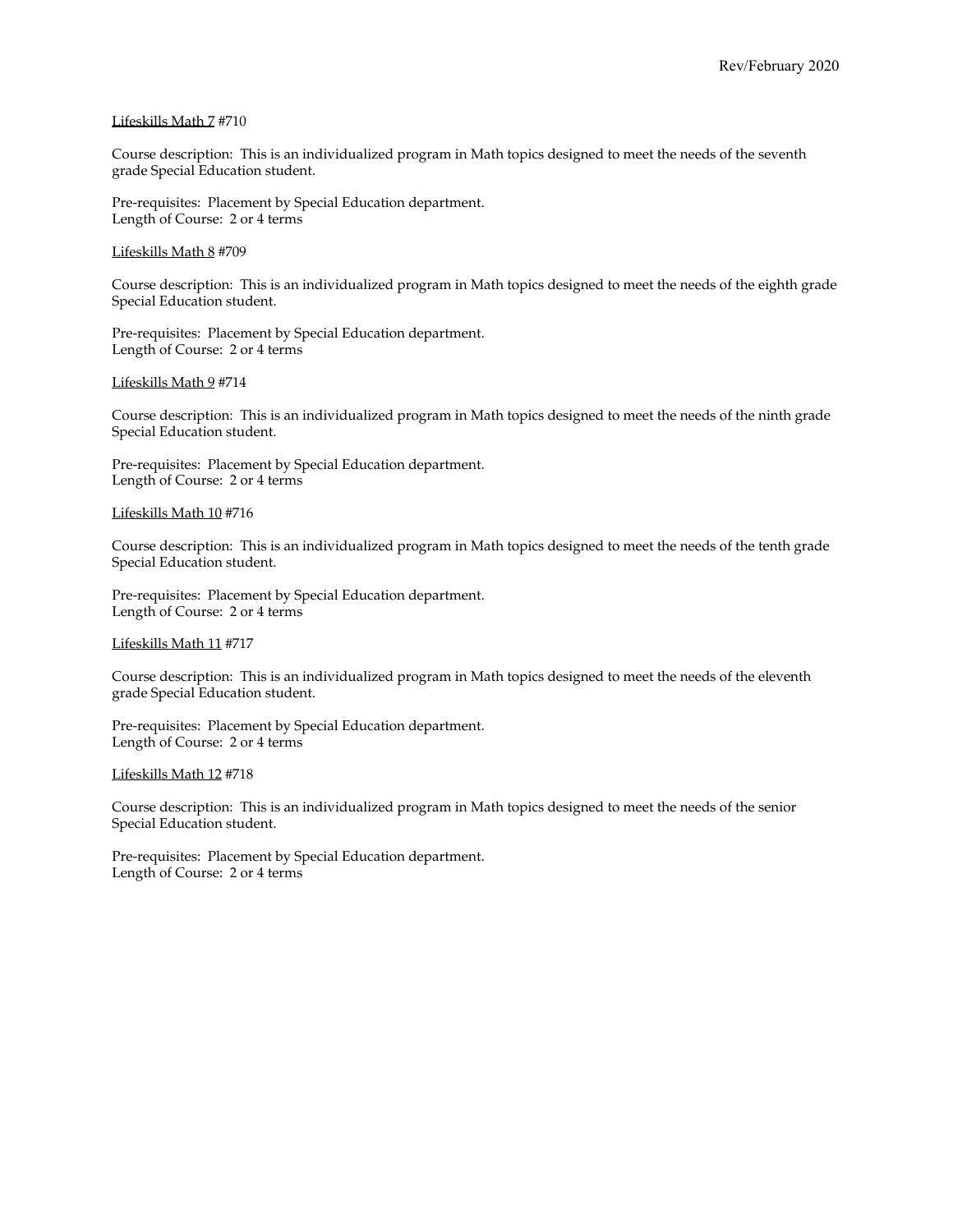<u>Lifeskills Math 7</u> #710

Course description: This is an individualized program in Math topics designed to meet the needs of the seventh grade Special Education student.

Pre-requisites: Placement by Special Education department.
Length of Course: 2 or 4 terms

<u>Lifeskills Math 8</u> #709

Course description: This is an individualized program in Math topics designed to meet the needs of the eighth grade Special Education student.

Pre-requisites: Placement by Special Education department.
Length of Course: 2 or 4 terms

<u>Lifeskills Math 9</u> #714

Course description: This is an individualized program in Math topics designed to meet the needs of the ninth grade Special Education student.

Pre-requisites: Placement by Special Education department.
Length of Course: 2 or 4 terms

<u>Lifeskills Math 10</u> #716

Course description: This is an individualized program in Math topics designed to meet the needs of the tenth grade Special Education student.

Pre-requisites: Placement by Special Education department.
Length of Course: 2 or 4 terms

<u>Lifeskills Math 11</u> #717

Course description: This is an individualized program in Math topics designed to meet the needs of the eleventh grade Special Education student.

Pre-requisites: Placement by Special Education department.
Length of Course: 2 or 4 terms

<u>Lifeskills Math 12</u> #718

Course description: This is an individualized program in Math topics designed to meet the needs of the senior Special Education student.

Pre-requisites: Placement by Special Education department.
Length of Course: 2 or 4 terms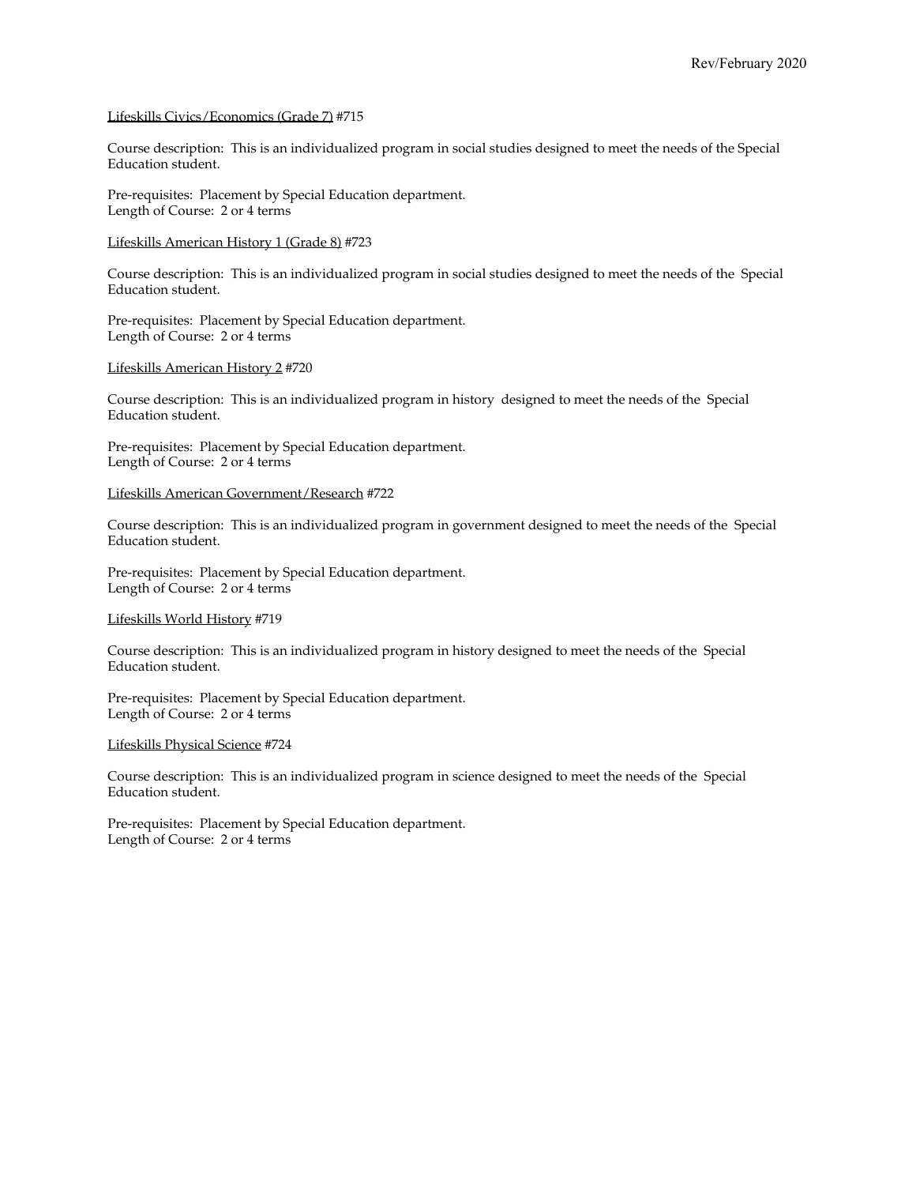Lifeskills Civics/Economics (Grade 7) #715

Course description: This is an individualized program in social studies designed to meet the needs of the Special Education student.

Pre-requisites: Placement by Special Education department.
Length of Course: 2 or 4 terms

Lifeskills American History 1 (Grade 8) #723

Course description: This is an individualized program in social studies designed to meet the needs of the Special Education student.

Pre-requisites: Placement by Special Education department.
Length of Course: 2 or 4 terms

Lifeskills American History 2 #720

Course description: This is an individualized program in history designed to meet the needs of the Special Education student.

Pre-requisites: Placement by Special Education department.
Length of Course: 2 or 4 terms

Lifeskills American Government/Research #722

Course description: This is an individualized program in government designed to meet the needs of the Special Education student.

Pre-requisites: Placement by Special Education department.
Length of Course: 2 or 4 terms

Lifeskills World History #719

Course description: This is an individualized program in history designed to meet the needs of the Special Education student.

Pre-requisites: Placement by Special Education department.
Length of Course: 2 or 4 terms

Lifeskills Physical Science #724

Course description: This is an individualized program in science designed to meet the needs of the Special Education student.

Pre-requisites: Placement by Special Education department.
Length of Course: 2 or 4 terms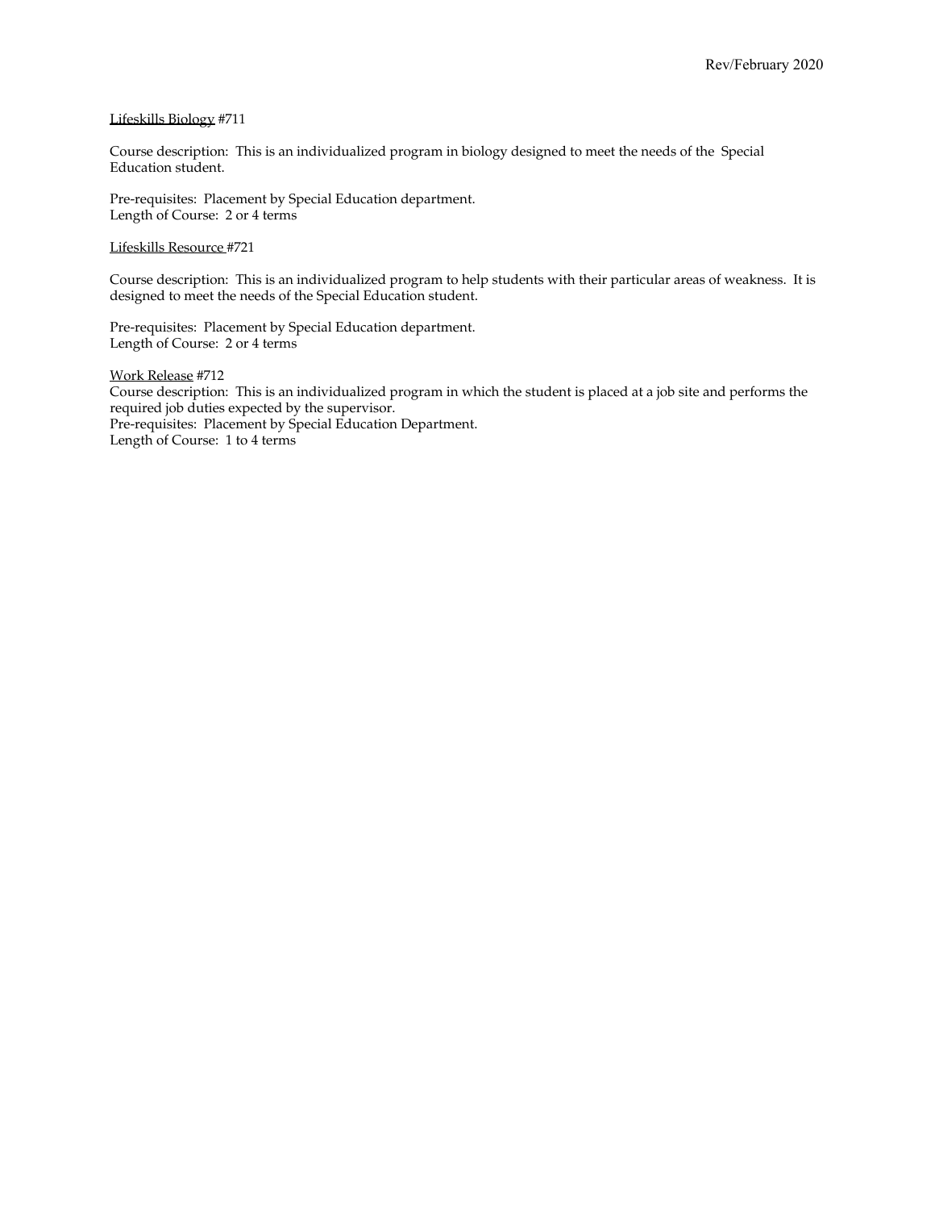Lifeskills Biology #711

Course description: This is an individualized program in biology designed to meet the needs of the Special Education student.

Pre-requisites: Placement by Special Education department.
Length of Course: 2 or 4 terms

Lifeskills Resource #721

Course description: This is an individualized program to help students with their particular areas of weakness. It is designed to meet the needs of the Special Education student.

Pre-requisites: Placement by Special Education department.
Length of Course: 2 or 4 terms

Work Release #712
Course description: This is an individualized program in which the student is placed at a job site and performs the required job duties expected by the supervisor.
Pre-requisites: Placement by Special Education Department.
Length of Course: 1 to 4 terms